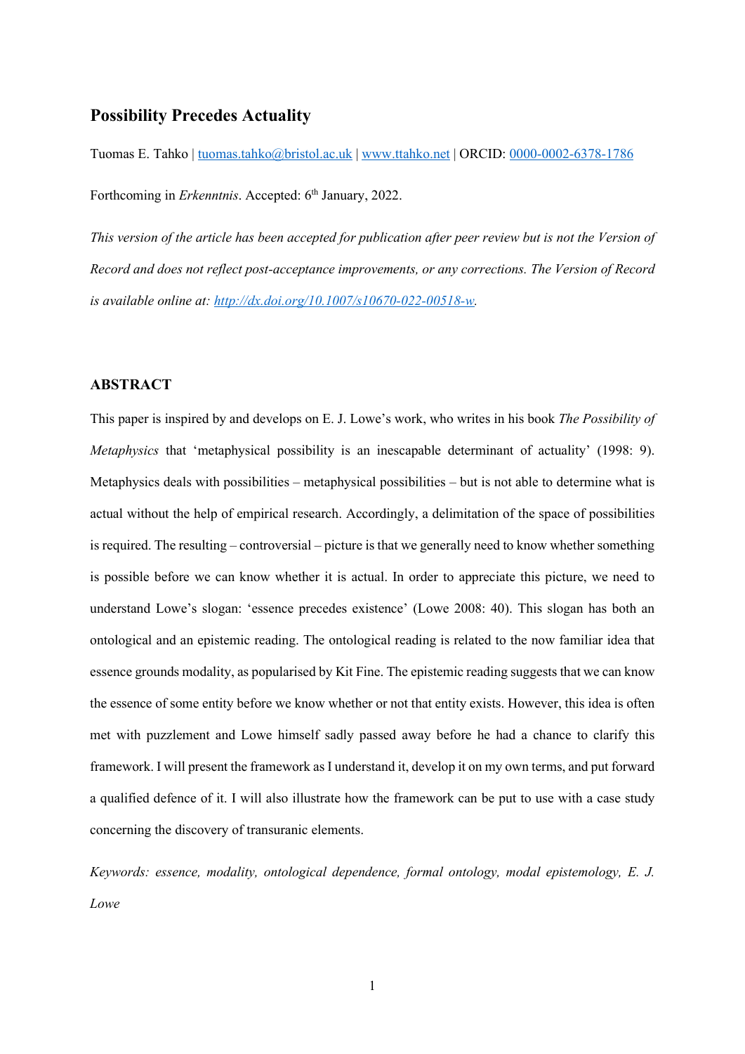# Possibility Precedes Actuality

Tuomas E. Tahko | tuomas.tahko@bristol.ac.uk | www.ttahko.net | ORCID: 0000-0002-6378-1786

Forthcoming in *Erkenntnis*. Accepted: 6th January, 2022.

*This version of the article has been accepted for publication after peer review but is not the Version of Record and does not reflect post-acceptance improvements, or any corrections. The Version of Record is available online at: http://dx.doi.org/10.1007/s10670-022-00518-w.*

## ABSTRACT

This paper is inspired by and develops on E. J. Lowe's work, who writes in his book *The Possibility of Metaphysics* that 'metaphysical possibility is an inescapable determinant of actuality' (1998: 9). Metaphysics deals with possibilities – metaphysical possibilities – but is not able to determine what is actual without the help of empirical research. Accordingly, a delimitation of the space of possibilities is required. The resulting – controversial – picture is that we generally need to know whether something is possible before we can know whether it is actual. In order to appreciate this picture, we need to understand Lowe's slogan: 'essence precedes existence' (Lowe 2008: 40). This slogan has both an ontological and an epistemic reading. The ontological reading is related to the now familiar idea that essence grounds modality, as popularised by Kit Fine. The epistemic reading suggests that we can know the essence of some entity before we know whether or not that entity exists. However, this idea is often met with puzzlement and Lowe himself sadly passed away before he had a chance to clarify this framework. I will present the framework as I understand it, develop it on my own terms, and put forward a qualified defence of it. I will also illustrate how the framework can be put to use with a case study concerning the discovery of transuranic elements.

*Keywords: essence, modality, ontological dependence, formal ontology, modal epistemology, E. J. Lowe*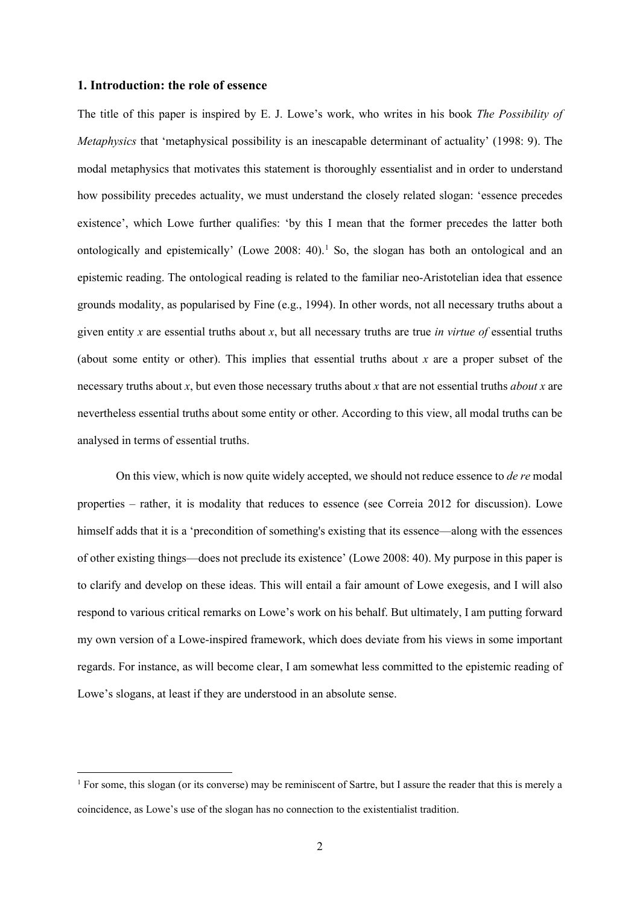## 1. Introduction: the role of essence

The title of this paper is inspired by E. J. Lowe's work, who writes in his book *The Possibility of Metaphysics* that 'metaphysical possibility is an inescapable determinant of actuality' (1998: 9). The modal metaphysics that motivates this statement is thoroughly essentialist and in order to understand how possibility precedes actuality, we must understand the closely related slogan: 'essence precedes existence', which Lowe further qualifies: 'by this I mean that the former precedes the latter both ontologically and epistemically' (Lowe 2008: 40).[1] So, the slogan has both an ontological and an epistemic reading. The ontological reading is related to the familiar neo-Aristotelian idea that essence grounds modality, as popularised by Fine (e.g., 1994). In other words, not all necessary truths about a given entity *x* are essential truths about *x*, but all necessary truths are true *in virtue of* essential truths (about some entity or other). This implies that essential truths about *x* are a proper subset of the necessary truths about *x*, but even those necessary truths about *x* that are not essential truths *about x* are nevertheless essential truths about some entity or other. According to this view, all modal truths can be analysed in terms of essential truths.

On this view, which is now quite widely accepted, we should not reduce essence to *de re* modal properties – rather, it is modality that reduces to essence (see Correia 2012 for discussion). Lowe himself adds that it is a 'precondition of something's existing that its essence—along with the essences of other existing things—does not preclude its existence' (Lowe 2008: 40). My purpose in this paper is to clarify and develop on these ideas. This will entail a fair amount of Lowe exegesis, and I will also respond to various critical remarks on Lowe's work on his behalf. But ultimately, I am putting forward my own version of a Lowe-inspired framework, which does deviate from his views in some important regards. For instance, as will become clear, I am somewhat less committed to the epistemic reading of Lowe's slogans, at least if they are understood in an absolute sense.

[1] For some, this slogan (or its converse) may be reminiscent of Sartre, but I assure the reader that this is merely a coincidence, as Lowe's use of the slogan has no connection to the existentialist tradition.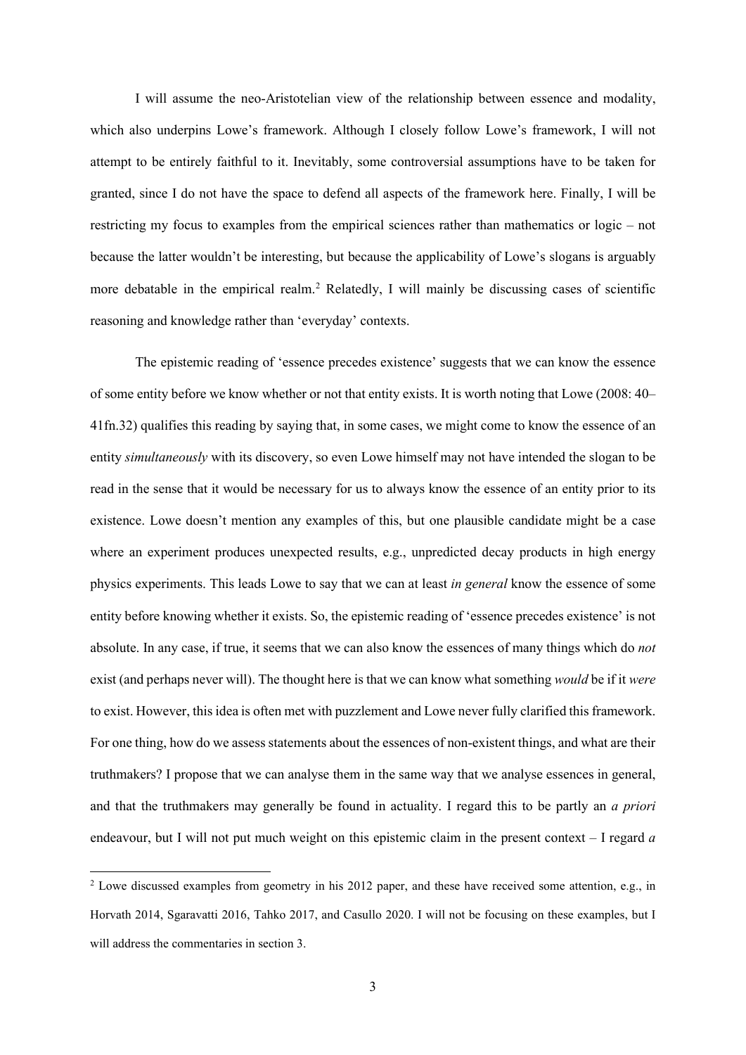I will assume the neo-Aristotelian view of the relationship between essence and modality, which also underpins Lowe's framework. Although I closely follow Lowe's framework, I will not attempt to be entirely faithful to it. Inevitably, some controversial assumptions have to be taken for granted, since I do not have the space to defend all aspects of the framework here. Finally, I will be restricting my focus to examples from the empirical sciences rather than mathematics or logic – not because the latter wouldn't be interesting, but because the applicability of Lowe's slogans is arguably more debatable in the empirical realm.[2] Relatedly, I will mainly be discussing cases of scientific reasoning and knowledge rather than 'everyday' contexts.

The epistemic reading of 'essence precedes existence' suggests that we can know the essence of some entity before we know whether or not that entity exists. It is worth noting that Lowe (2008: 40–41fn.32) qualifies this reading by saying that, in some cases, we might come to know the essence of an entity *simultaneously* with its discovery, so even Lowe himself may not have intended the slogan to be read in the sense that it would be necessary for us to always know the essence of an entity prior to its existence. Lowe doesn't mention any examples of this, but one plausible candidate might be a case where an experiment produces unexpected results, e.g., unpredicted decay products in high energy physics experiments. This leads Lowe to say that we can at least *in general* know the essence of some entity before knowing whether it exists. So, the epistemic reading of 'essence precedes existence' is not absolute. In any case, if true, it seems that we can also know the essences of many things which do *not* exist (and perhaps never will). The thought here is that we can know what something *would* be if it *were* to exist. However, this idea is often met with puzzlement and Lowe never fully clarified this framework. For one thing, how do we assess statements about the essences of non-existent things, and what are their truthmakers? I propose that we can analyse them in the same way that we analyse essences in general, and that the truthmakers may generally be found in actuality. I regard this to be partly an *a priori* endeavour, but I will not put much weight on this epistemic claim in the present context – I regard *a*

[2] Lowe discussed examples from geometry in his 2012 paper, and these have received some attention, e.g., in Horvath 2014, Sgaravatti 2016, Tahko 2017, and Casullo 2020. I will not be focusing on these examples, but I will address the commentaries in section 3.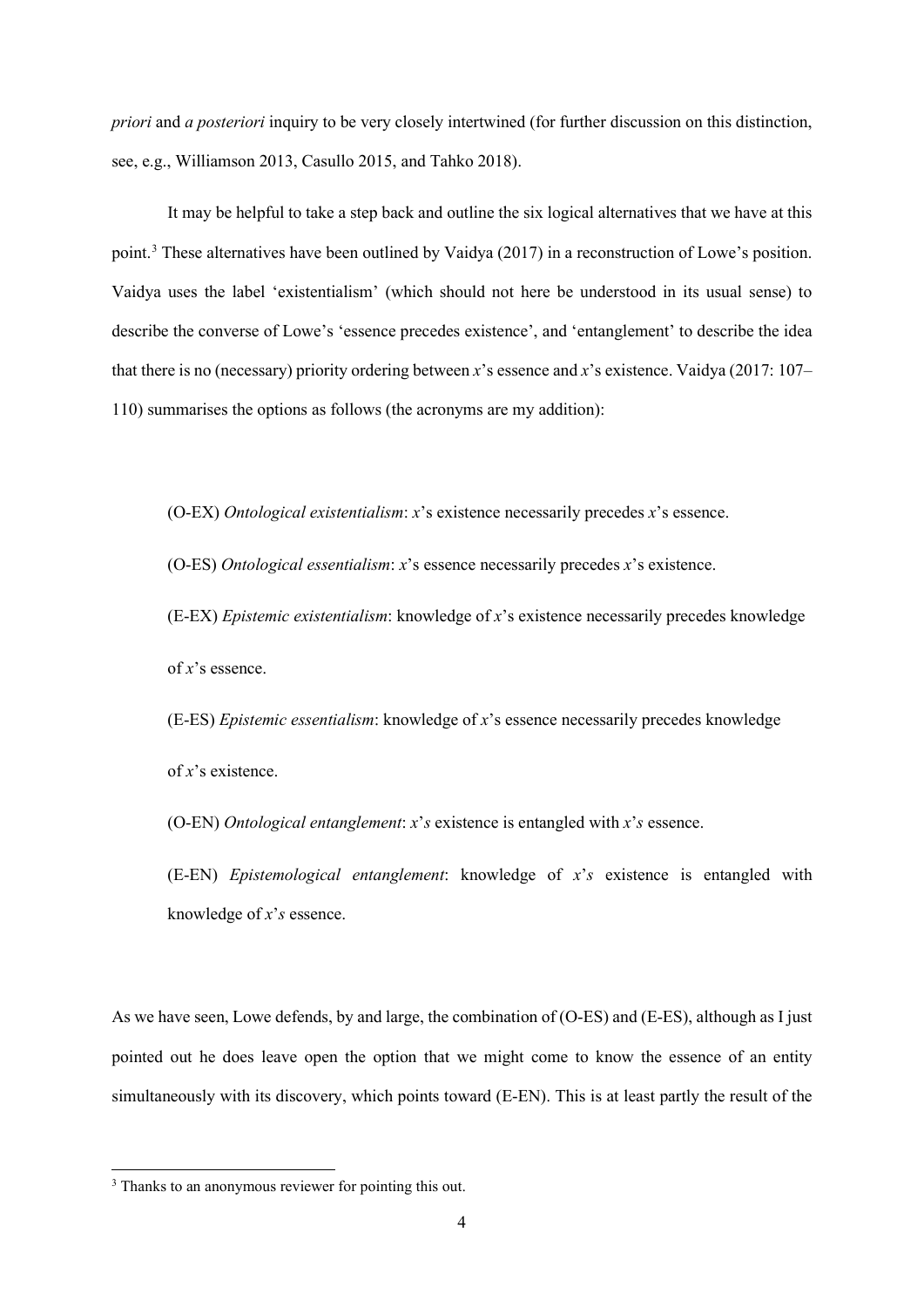*priori* and *a posteriori* inquiry to be very closely intertwined (for further discussion on this distinction, see, e.g., Williamson 2013, Casullo 2015, and Tahko 2018).

It may be helpful to take a step back and outline the six logical alternatives that we have at this point.[3] These alternatives have been outlined by Vaidya (2017) in a reconstruction of Lowe's position. Vaidya uses the label 'existentialism' (which should not here be understood in its usual sense) to describe the converse of Lowe's 'essence precedes existence', and 'entanglement' to describe the idea that there is no (necessary) priority ordering between *x*'s essence and *x*'s existence. Vaidya (2017: 107–110) summarises the options as follows (the acronyms are my addition):

> (O-EX) *Ontological existentialism*: *x*'s existence necessarily precedes *x*'s essence.
>
> (O-ES) *Ontological essentialism*: *x*'s essence necessarily precedes *x*'s existence.
>
> (E-EX) *Epistemic existentialism*: knowledge of *x*'s existence necessarily precedes knowledge of *x*'s essence.
>
> (E-ES) *Epistemic essentialism*: knowledge of *x*'s essence necessarily precedes knowledge of *x*'s existence.
>
> (O-EN) *Ontological entanglement*: *x*'*s* existence is entangled with *x*'*s* essence.
>
> (E-EN) *Epistemological entanglement*: knowledge of *x*'*s* existence is entangled with knowledge of *x*'*s* essence.

As we have seen, Lowe defends, by and large, the combination of (O-ES) and (E-ES), although as I just pointed out he does leave open the option that we might come to know the essence of an entity simultaneously with its discovery, which points toward (E-EN). This is at least partly the result of the

---

[3] Thanks to an anonymous reviewer for pointing this out.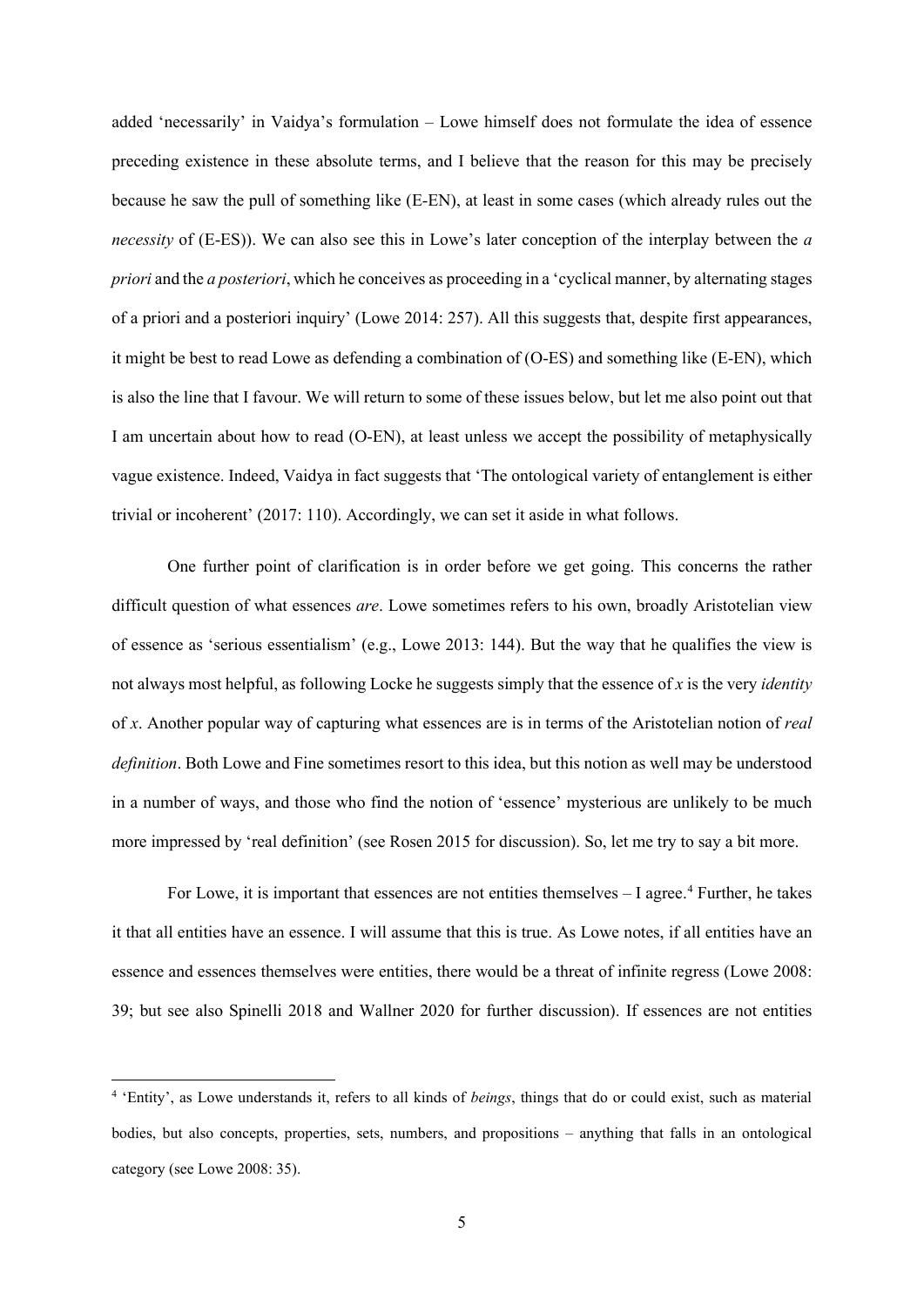added 'necessarily' in Vaidya's formulation – Lowe himself does not formulate the idea of essence preceding existence in these absolute terms, and I believe that the reason for this may be precisely because he saw the pull of something like (E-EN), at least in some cases (which already rules out the *necessity* of (E-ES)). We can also see this in Lowe's later conception of the interplay between the *a priori* and the *a posteriori*, which he conceives as proceeding in a 'cyclical manner, by alternating stages of a priori and a posteriori inquiry' (Lowe 2014: 257). All this suggests that, despite first appearances, it might be best to read Lowe as defending a combination of (O-ES) and something like (E-EN), which is also the line that I favour. We will return to some of these issues below, but let me also point out that I am uncertain about how to read (O-EN), at least unless we accept the possibility of metaphysically vague existence. Indeed, Vaidya in fact suggests that 'The ontological variety of entanglement is either trivial or incoherent' (2017: 110). Accordingly, we can set it aside in what follows.

One further point of clarification is in order before we get going. This concerns the rather difficult question of what essences *are*. Lowe sometimes refers to his own, broadly Aristotelian view of essence as 'serious essentialism' (e.g., Lowe 2013: 144). But the way that he qualifies the view is not always most helpful, as following Locke he suggests simply that the essence of *x* is the very *identity* of *x*. Another popular way of capturing what essences are is in terms of the Aristotelian notion of *real definition*. Both Lowe and Fine sometimes resort to this idea, but this notion as well may be understood in a number of ways, and those who find the notion of 'essence' mysterious are unlikely to be much more impressed by 'real definition' (see Rosen 2015 for discussion). So, let me try to say a bit more.

For Lowe, it is important that essences are not entities themselves – I agree.[4] Further, he takes it that all entities have an essence. I will assume that this is true. As Lowe notes, if all entities have an essence and essences themselves were entities, there would be a threat of infinite regress (Lowe 2008: 39; but see also Spinelli 2018 and Wallner 2020 for further discussion). If essences are not entities

[4] 'Entity', as Lowe understands it, refers to all kinds of *beings*, things that do or could exist, such as material bodies, but also concepts, properties, sets, numbers, and propositions – anything that falls in an ontological category (see Lowe 2008: 35).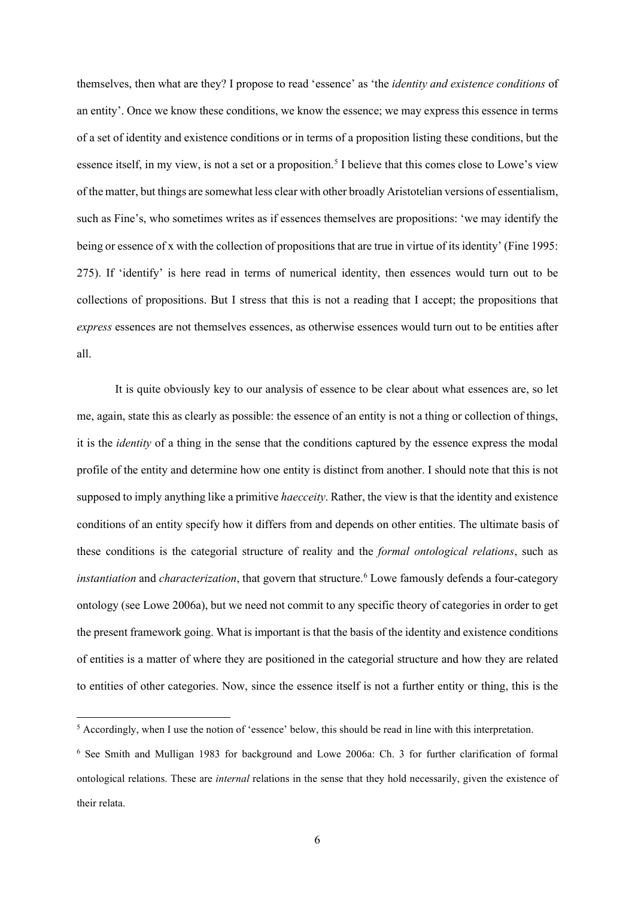themselves, then what are they? I propose to read 'essence' as 'the *identity and existence conditions* of an entity'. Once we know these conditions, we know the essence; we may express this essence in terms of a set of identity and existence conditions or in terms of a proposition listing these conditions, but the essence itself, in my view, is not a set or a proposition.[5] I believe that this comes close to Lowe's view of the matter, but things are somewhat less clear with other broadly Aristotelian versions of essentialism, such as Fine's, who sometimes writes as if essences themselves are propositions: 'we may identify the being or essence of x with the collection of propositions that are true in virtue of its identity' (Fine 1995: 275). If 'identify' is here read in terms of numerical identity, then essences would turn out to be collections of propositions. But I stress that this is not a reading that I accept; the propositions that *express* essences are not themselves essences, as otherwise essences would turn out to be entities after all.

It is quite obviously key to our analysis of essence to be clear about what essences are, so let me, again, state this as clearly as possible: the essence of an entity is not a thing or collection of things, it is the *identity* of a thing in the sense that the conditions captured by the essence express the modal profile of the entity and determine how one entity is distinct from another. I should note that this is not supposed to imply anything like a primitive *haecceity*. Rather, the view is that the identity and existence conditions of an entity specify how it differs from and depends on other entities. The ultimate basis of these conditions is the categorial structure of reality and the *formal ontological relations*, such as *instantiation* and *characterization*, that govern that structure.[6] Lowe famously defends a four-category ontology (see Lowe 2006a), but we need not commit to any specific theory of categories in order to get the present framework going. What is important is that the basis of the identity and existence conditions of entities is a matter of where they are positioned in the categorial structure and how they are related to entities of other categories. Now, since the essence itself is not a further entity or thing, this is the

[5] Accordingly, when I use the notion of 'essence' below, this should be read in line with this interpretation.

[6] See Smith and Mulligan 1983 for background and Lowe 2006a: Ch. 3 for further clarification of formal ontological relations. These are *internal* relations in the sense that they hold necessarily, given the existence of their relata.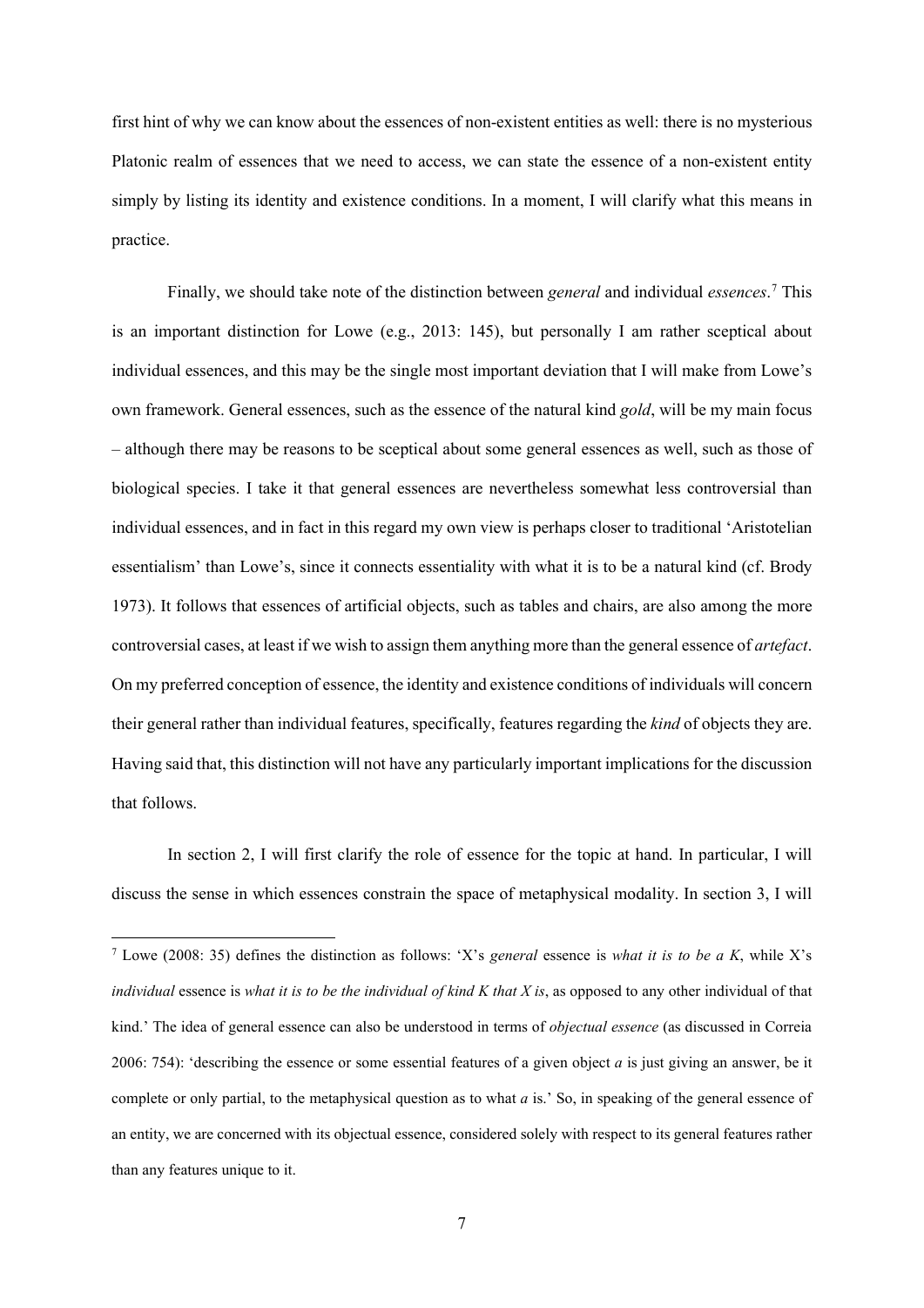first hint of why we can know about the essences of non-existent entities as well: there is no mysterious Platonic realm of essences that we need to access, we can state the essence of a non-existent entity simply by listing its identity and existence conditions. In a moment, I will clarify what this means in practice.

Finally, we should take note of the distinction between *general* and individual *essences*.[7] This is an important distinction for Lowe (e.g., 2013: 145), but personally I am rather sceptical about individual essences, and this may be the single most important deviation that I will make from Lowe's own framework. General essences, such as the essence of the natural kind *gold*, will be my main focus – although there may be reasons to be sceptical about some general essences as well, such as those of biological species. I take it that general essences are nevertheless somewhat less controversial than individual essences, and in fact in this regard my own view is perhaps closer to traditional 'Aristotelian essentialism' than Lowe's, since it connects essentiality with what it is to be a natural kind (cf. Brody 1973). It follows that essences of artificial objects, such as tables and chairs, are also among the more controversial cases, at least if we wish to assign them anything more than the general essence of *artefact*. On my preferred conception of essence, the identity and existence conditions of individuals will concern their general rather than individual features, specifically, features regarding the *kind* of objects they are. Having said that, this distinction will not have any particularly important implications for the discussion that follows.

In section 2, I will first clarify the role of essence for the topic at hand. In particular, I will discuss the sense in which essences constrain the space of metaphysical modality. In section 3, I will

[7] Lowe (2008: 35) defines the distinction as follows: 'X's *general* essence is *what it is to be a K*, while X's *individual* essence is *what it is to be the individual of kind K that X is*, as opposed to any other individual of that kind.' The idea of general essence can also be understood in terms of *objectual essence* (as discussed in Correia 2006: 754): 'describing the essence or some essential features of a given object *a* is just giving an answer, be it complete or only partial, to the metaphysical question as to what *a* is.' So, in speaking of the general essence of an entity, we are concerned with its objectual essence, considered solely with respect to its general features rather than any features unique to it.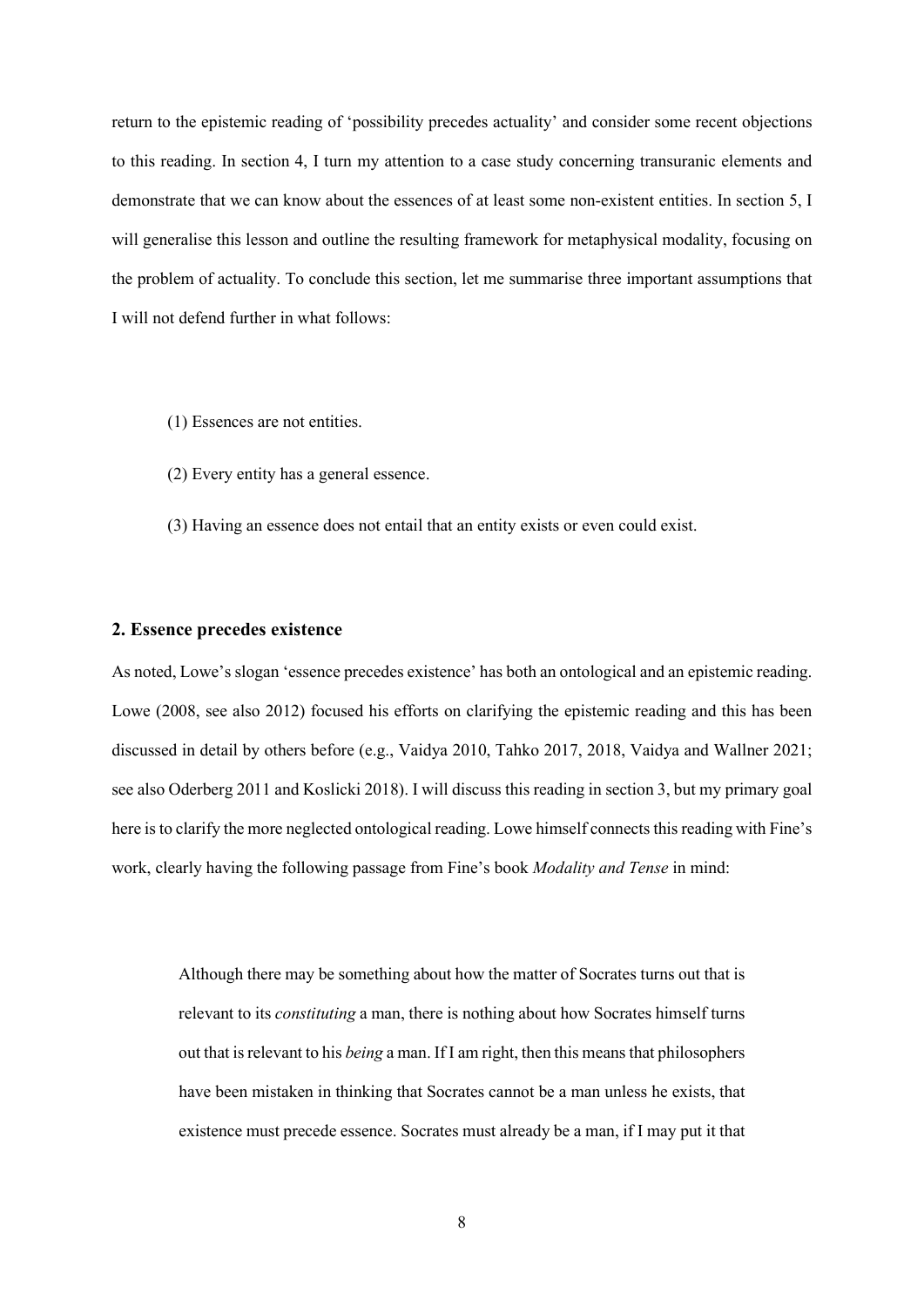return to the epistemic reading of 'possibility precedes actuality' and consider some recent objections to this reading. In section 4, I turn my attention to a case study concerning transuranic elements and demonstrate that we can know about the essences of at least some non-existent entities. In section 5, I will generalise this lesson and outline the resulting framework for metaphysical modality, focusing on the problem of actuality. To conclude this section, let me summarise three important assumptions that I will not defend further in what follows:

(1) Essences are not entities.

(2) Every entity has a general essence.

(3) Having an essence does not entail that an entity exists or even could exist.

## 2. Essence precedes existence

As noted, Lowe's slogan 'essence precedes existence' has both an ontological and an epistemic reading. Lowe (2008, see also 2012) focused his efforts on clarifying the epistemic reading and this has been discussed in detail by others before (e.g., Vaidya 2010, Tahko 2017, 2018, Vaidya and Wallner 2021; see also Oderberg 2011 and Koslicki 2018). I will discuss this reading in section 3, but my primary goal here is to clarify the more neglected ontological reading. Lowe himself connects this reading with Fine's work, clearly having the following passage from Fine's book *Modality and Tense* in mind:

> Although there may be something about how the matter of Socrates turns out that is relevant to its *constituting* a man, there is nothing about how Socrates himself turns out that is relevant to his *being* a man. If I am right, then this means that philosophers have been mistaken in thinking that Socrates cannot be a man unless he exists, that existence must precede essence. Socrates must already be a man, if I may put it that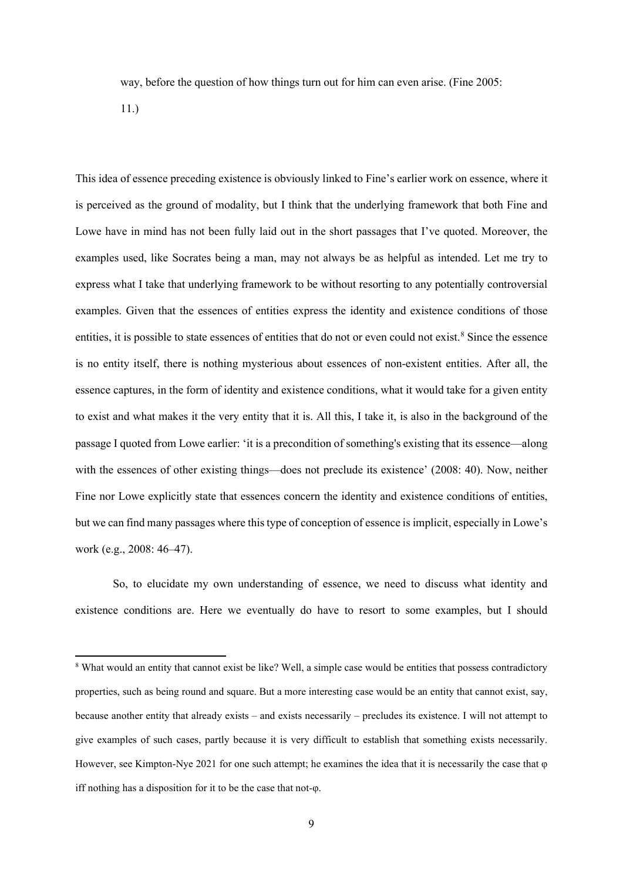way, before the question of how things turn out for him can even arise. (Fine 2005: 11.)

This idea of essence preceding existence is obviously linked to Fine's earlier work on essence, where it is perceived as the ground of modality, but I think that the underlying framework that both Fine and Lowe have in mind has not been fully laid out in the short passages that I've quoted. Moreover, the examples used, like Socrates being a man, may not always be as helpful as intended. Let me try to express what I take that underlying framework to be without resorting to any potentially controversial examples. Given that the essences of entities express the identity and existence conditions of those entities, it is possible to state essences of entities that do not or even could not exist.[8] Since the essence is no entity itself, there is nothing mysterious about essences of non-existent entities. After all, the essence captures, in the form of identity and existence conditions, what it would take for a given entity to exist and what makes it the very entity that it is. All this, I take it, is also in the background of the passage I quoted from Lowe earlier: 'it is a precondition of something's existing that its essence—along with the essences of other existing things—does not preclude its existence' (2008: 40). Now, neither Fine nor Lowe explicitly state that essences concern the identity and existence conditions of entities, but we can find many passages where this type of conception of essence is implicit, especially in Lowe's work (e.g., 2008: 46–47).

So, to elucidate my own understanding of essence, we need to discuss what identity and existence conditions are. Here we eventually do have to resort to some examples, but I should

[8] What would an entity that cannot exist be like? Well, a simple case would be entities that possess contradictory properties, such as being round and square. But a more interesting case would be an entity that cannot exist, say, because another entity that already exists – and exists necessarily – precludes its existence. I will not attempt to give examples of such cases, partly because it is very difficult to establish that something exists necessarily. However, see Kimpton-Nye 2021 for one such attempt; he examines the idea that it is necessarily the case that φ iff nothing has a disposition for it to be the case that not-φ.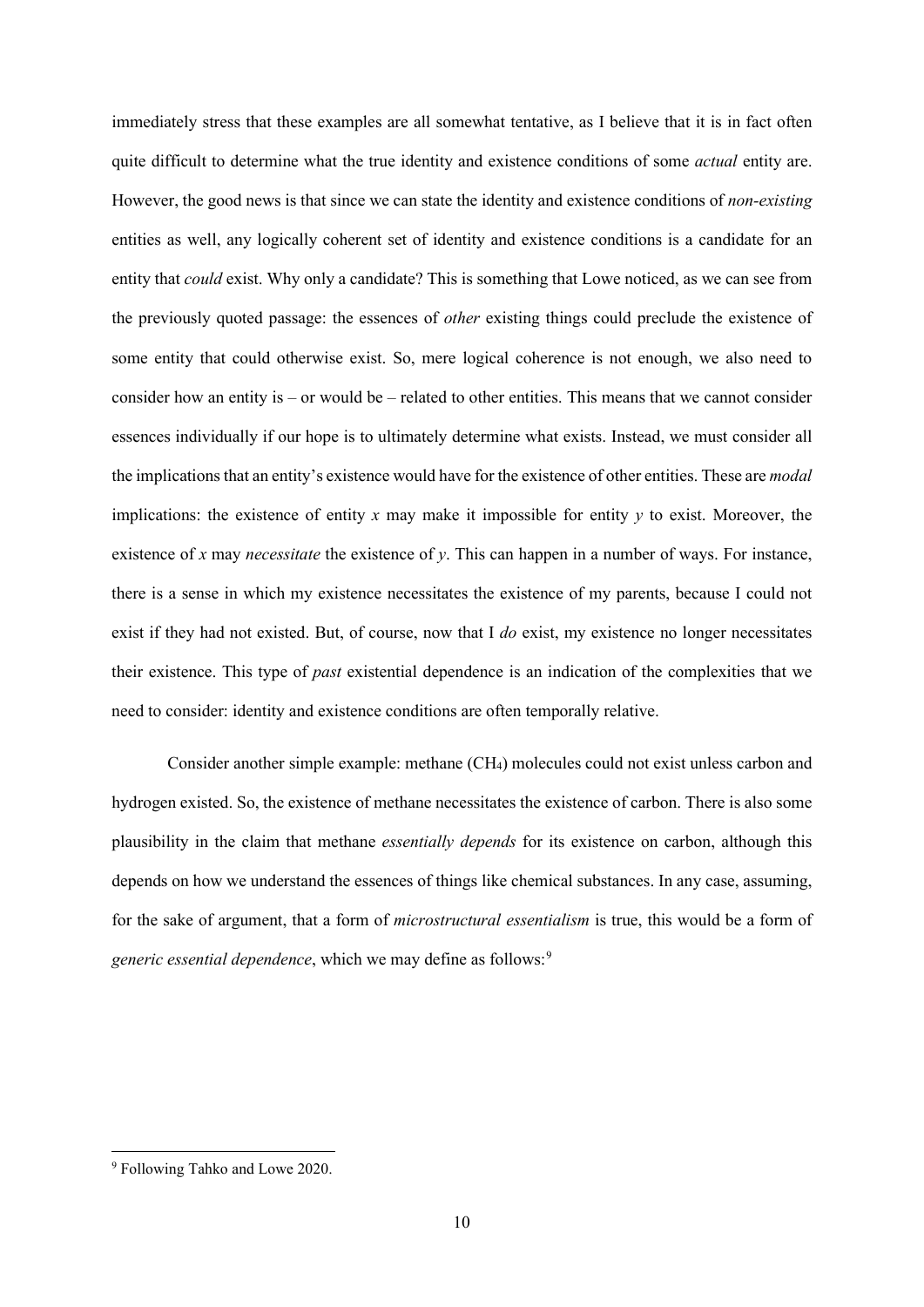immediately stress that these examples are all somewhat tentative, as I believe that it is in fact often quite difficult to determine what the true identity and existence conditions of some *actual* entity are. However, the good news is that since we can state the identity and existence conditions of *non-existing* entities as well, any logically coherent set of identity and existence conditions is a candidate for an entity that *could* exist. Why only a candidate? This is something that Lowe noticed, as we can see from the previously quoted passage: the essences of *other* existing things could preclude the existence of some entity that could otherwise exist. So, mere logical coherence is not enough, we also need to consider how an entity is – or would be – related to other entities. This means that we cannot consider essences individually if our hope is to ultimately determine what exists. Instead, we must consider all the implications that an entity's existence would have for the existence of other entities. These are *modal* implications: the existence of entity *x* may make it impossible for entity *y* to exist. Moreover, the existence of *x* may *necessitate* the existence of *y*. This can happen in a number of ways. For instance, there is a sense in which my existence necessitates the existence of my parents, because I could not exist if they had not existed. But, of course, now that I *do* exist, my existence no longer necessitates their existence. This type of *past* existential dependence is an indication of the complexities that we need to consider: identity and existence conditions are often temporally relative.

Consider another simple example: methane ($CH_4$) molecules could not exist unless carbon and hydrogen existed. So, the existence of methane necessitates the existence of carbon. There is also some plausibility in the claim that methane *essentially depends* for its existence on carbon, although this depends on how we understand the essences of things like chemical substances. In any case, assuming, for the sake of argument, that a form of *microstructural essentialism* is true, this would be a form of *generic essential dependence*, which we may define as follows:[9]

[9] Following Tahko and Lowe 2020.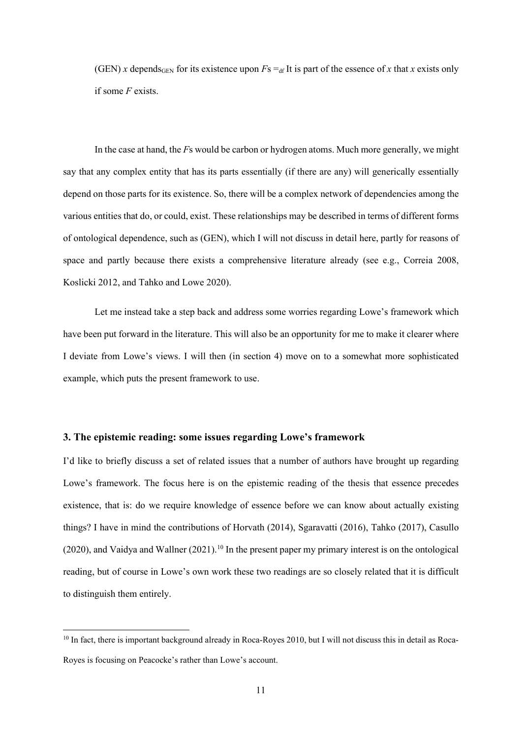(GEN) $x$ depends$_{GEN}$ for its existence upon $F$s $=_{df}$ It is part of the essence of $x$ that $x$ exists only if some $F$ exists.

In the case at hand, the $F$s would be carbon or hydrogen atoms. Much more generally, we might say that any complex entity that has its parts essentially (if there are any) will generically essentially depend on those parts for its existence. So, there will be a complex network of dependencies among the various entities that do, or could, exist. These relationships may be described in terms of different forms of ontological dependence, such as (GEN), which I will not discuss in detail here, partly for reasons of space and partly because there exists a comprehensive literature already (see e.g., Correia 2008, Koslicki 2012, and Tahko and Lowe 2020).

Let me instead take a step back and address some worries regarding Lowe's framework which have been put forward in the literature. This will also be an opportunity for me to make it clearer where I deviate from Lowe's views. I will then (in section 4) move on to a somewhat more sophisticated example, which puts the present framework to use.

## 3. The epistemic reading: some issues regarding Lowe's framework

I'd like to briefly discuss a set of related issues that a number of authors have brought up regarding Lowe's framework. The focus here is on the epistemic reading of the thesis that essence precedes existence, that is: do we require knowledge of essence before we can know about actually existing things? I have in mind the contributions of Horvath (2014), Sgaravatti (2016), Tahko (2017), Casullo (2020), and Vaidya and Wallner (2021).[10] In the present paper my primary interest is on the ontological reading, but of course in Lowe's own work these two readings are so closely related that it is difficult to distinguish them entirely.

[10] In fact, there is important background already in Roca-Royes 2010, but I will not discuss this in detail as Roca-Royes is focusing on Peacocke's rather than Lowe's account.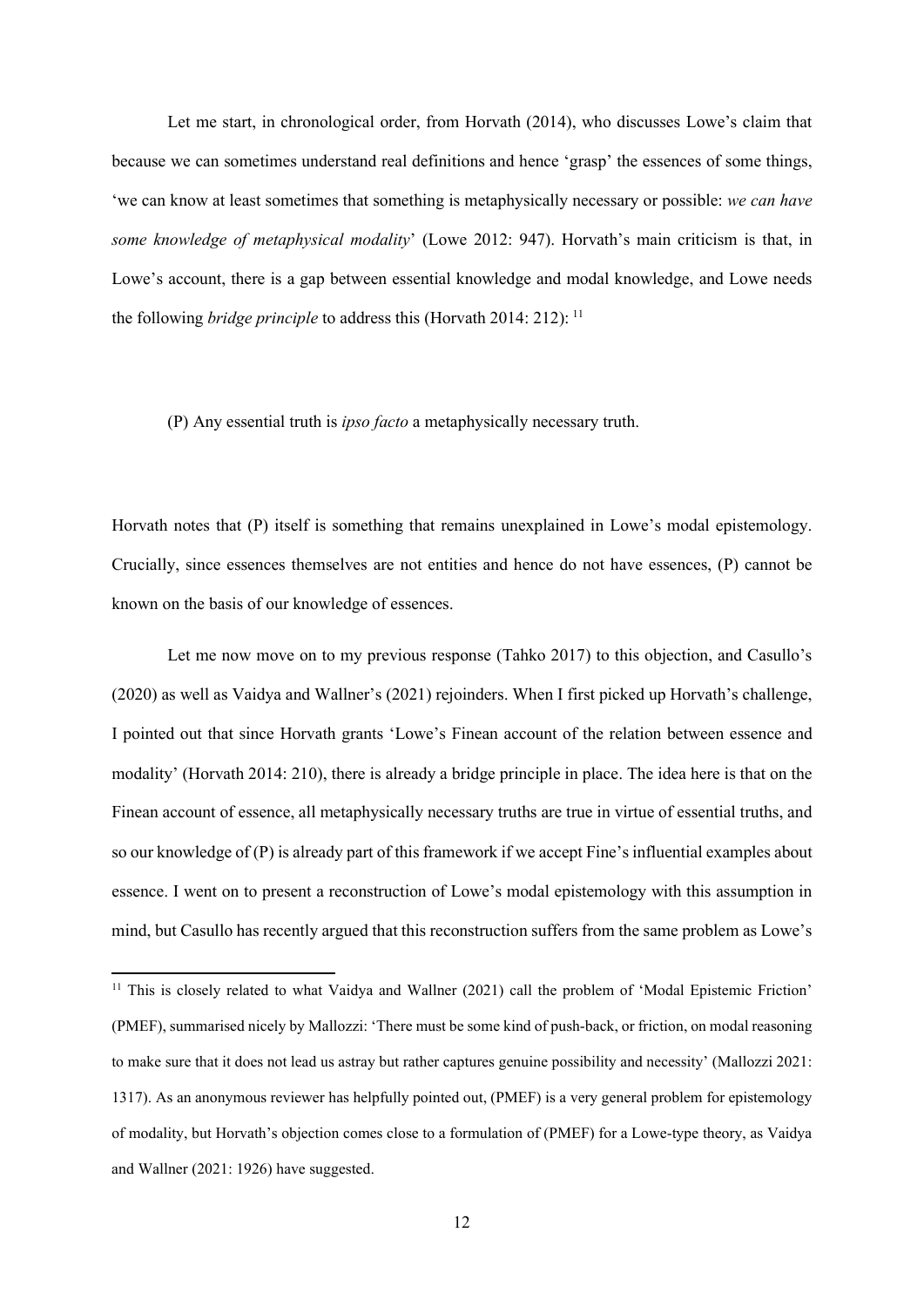Let me start, in chronological order, from Horvath (2014), who discusses Lowe's claim that because we can sometimes understand real definitions and hence 'grasp' the essences of some things, 'we can know at least sometimes that something is metaphysically necessary or possible: *we can have some knowledge of metaphysical modality*' (Lowe 2012: 947). Horvath's main criticism is that, in Lowe's account, there is a gap between essential knowledge and modal knowledge, and Lowe needs the following *bridge principle* to address this (Horvath 2014: 212): [11]

(P) Any essential truth is *ipso facto* a metaphysically necessary truth.

Horvath notes that (P) itself is something that remains unexplained in Lowe's modal epistemology. Crucially, since essences themselves are not entities and hence do not have essences, (P) cannot be known on the basis of our knowledge of essences.

Let me now move on to my previous response (Tahko 2017) to this objection, and Casullo's (2020) as well as Vaidya and Wallner's (2021) rejoinders. When I first picked up Horvath's challenge, I pointed out that since Horvath grants 'Lowe's Finean account of the relation between essence and modality' (Horvath 2014: 210), there is already a bridge principle in place. The idea here is that on the Finean account of essence, all metaphysically necessary truths are true in virtue of essential truths, and so our knowledge of (P) is already part of this framework if we accept Fine's influential examples about essence. I went on to present a reconstruction of Lowe's modal epistemology with this assumption in mind, but Casullo has recently argued that this reconstruction suffers from the same problem as Lowe's

[11] This is closely related to what Vaidya and Wallner (2021) call the problem of 'Modal Epistemic Friction' (PMEF), summarised nicely by Mallozzi: 'There must be some kind of push-back, or friction, on modal reasoning to make sure that it does not lead us astray but rather captures genuine possibility and necessity' (Mallozzi 2021: 1317). As an anonymous reviewer has helpfully pointed out, (PMEF) is a very general problem for epistemology of modality, but Horvath's objection comes close to a formulation of (PMEF) for a Lowe-type theory, as Vaidya and Wallner (2021: 1926) have suggested.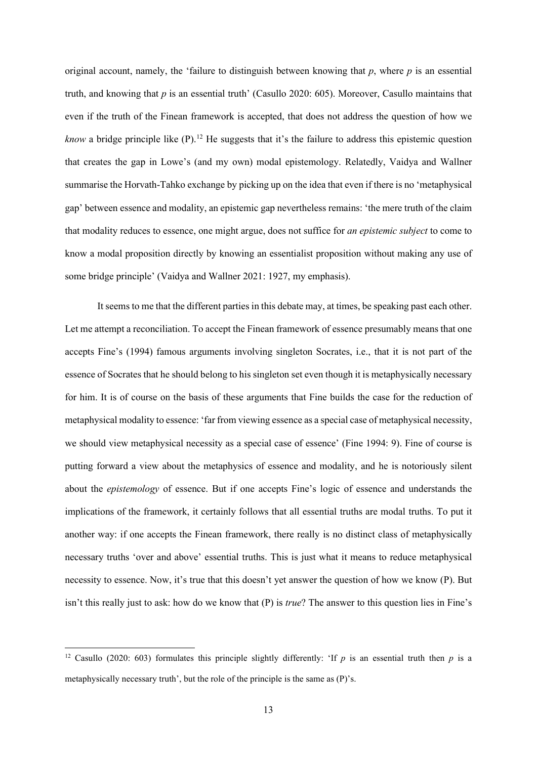original account, namely, the 'failure to distinguish between knowing that *p*, where *p* is an essential truth, and knowing that *p* is an essential truth' (Casullo 2020: 605). Moreover, Casullo maintains that even if the truth of the Finean framework is accepted, that does not address the question of how we *know* a bridge principle like (P).[12] He suggests that it's the failure to address this epistemic question that creates the gap in Lowe's (and my own) modal epistemology. Relatedly, Vaidya and Wallner summarise the Horvath-Tahko exchange by picking up on the idea that even if there is no 'metaphysical gap' between essence and modality, an epistemic gap nevertheless remains: 'the mere truth of the claim that modality reduces to essence, one might argue, does not suffice for *an epistemic subject* to come to know a modal proposition directly by knowing an essentialist proposition without making any use of some bridge principle' (Vaidya and Wallner 2021: 1927, my emphasis).

It seems to me that the different parties in this debate may, at times, be speaking past each other. Let me attempt a reconciliation. To accept the Finean framework of essence presumably means that one accepts Fine's (1994) famous arguments involving singleton Socrates, i.e., that it is not part of the essence of Socrates that he should belong to his singleton set even though it is metaphysically necessary for him. It is of course on the basis of these arguments that Fine builds the case for the reduction of metaphysical modality to essence: 'far from viewing essence as a special case of metaphysical necessity, we should view metaphysical necessity as a special case of essence' (Fine 1994: 9). Fine of course is putting forward a view about the metaphysics of essence and modality, and he is notoriously silent about the *epistemology* of essence. But if one accepts Fine's logic of essence and understands the implications of the framework, it certainly follows that all essential truths are modal truths. To put it another way: if one accepts the Finean framework, there really is no distinct class of metaphysically necessary truths 'over and above' essential truths. This is just what it means to reduce metaphysical necessity to essence. Now, it's true that this doesn't yet answer the question of how we know (P). But isn't this really just to ask: how do we know that (P) is *true*? The answer to this question lies in Fine's

---

[12] Casullo (2020: 603) formulates this principle slightly differently: 'If *p* is an essential truth then *p* is a metaphysically necessary truth', but the role of the principle is the same as (P)'s.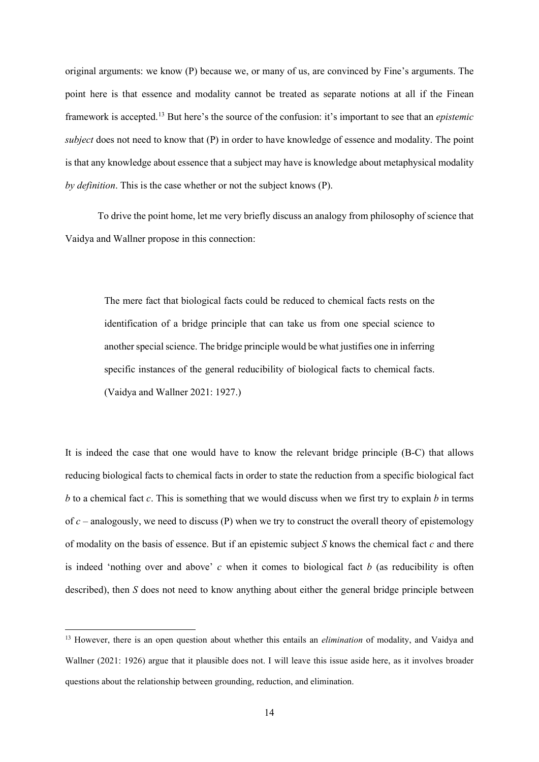original arguments: we know (P) because we, or many of us, are convinced by Fine's arguments. The point here is that essence and modality cannot be treated as separate notions at all if the Finean framework is accepted.[13] But here's the source of the confusion: it's important to see that an *epistemic subject* does not need to know that (P) in order to have knowledge of essence and modality. The point is that any knowledge about essence that a subject may have is knowledge about metaphysical modality *by definition*. This is the case whether or not the subject knows (P).

To drive the point home, let me very briefly discuss an analogy from philosophy of science that Vaidya and Wallner propose in this connection:

> The mere fact that biological facts could be reduced to chemical facts rests on the identification of a bridge principle that can take us from one special science to another special science. The bridge principle would be what justifies one in inferring specific instances of the general reducibility of biological facts to chemical facts. (Vaidya and Wallner 2021: 1927.)

It is indeed the case that one would have to know the relevant bridge principle (B-C) that allows reducing biological facts to chemical facts in order to state the reduction from a specific biological fact *b* to a chemical fact *c*. This is something that we would discuss when we first try to explain *b* in terms of *c* – analogously, we need to discuss (P) when we try to construct the overall theory of epistemology of modality on the basis of essence. But if an epistemic subject *S* knows the chemical fact *c* and there is indeed 'nothing over and above' *c* when it comes to biological fact *b* (as reducibility is often described), then *S* does not need to know anything about either the general bridge principle between

[13] However, there is an open question about whether this entails an *elimination* of modality, and Vaidya and Wallner (2021: 1926) argue that it plausible does not. I will leave this issue aside here, as it involves broader questions about the relationship between grounding, reduction, and elimination.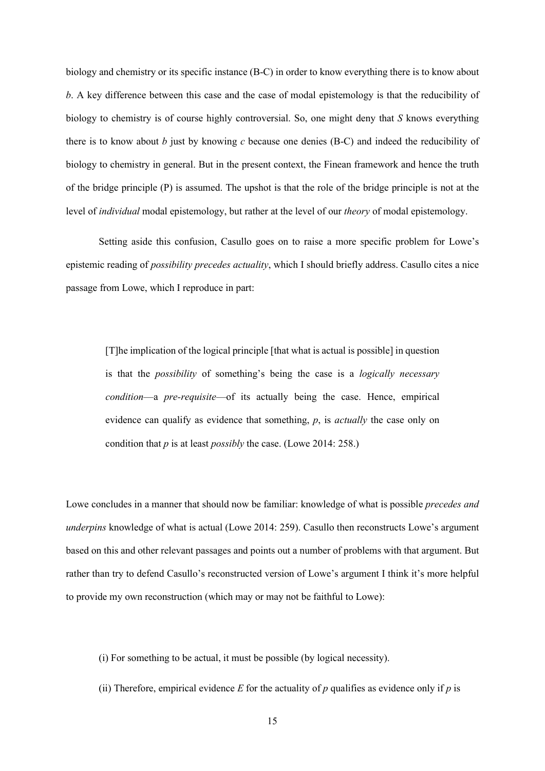biology and chemistry or its specific instance (B-C) in order to know everything there is to know about *b*. A key difference between this case and the case of modal epistemology is that the reducibility of biology to chemistry is of course highly controversial. So, one might deny that *S* knows everything there is to know about *b* just by knowing *c* because one denies (B-C) and indeed the reducibility of biology to chemistry in general. But in the present context, the Finean framework and hence the truth of the bridge principle (P) is assumed. The upshot is that the role of the bridge principle is not at the level of *individual* modal epistemology, but rather at the level of our *theory* of modal epistemology.

Setting aside this confusion, Casullo goes on to raise a more specific problem for Lowe's epistemic reading of *possibility precedes actuality*, which I should briefly address. Casullo cites a nice passage from Lowe, which I reproduce in part:

> [T]he implication of the logical principle [that what is actual is possible] in question is that the *possibility* of something's being the case is a *logically necessary condition*—a *pre-requisite*—of its actually being the case. Hence, empirical evidence can qualify as evidence that something, *p*, is *actually* the case only on condition that *p* is at least *possibly* the case. (Lowe 2014: 258.)

Lowe concludes in a manner that should now be familiar: knowledge of what is possible *precedes and underpins* knowledge of what is actual (Lowe 2014: 259). Casullo then reconstructs Lowe's argument based on this and other relevant passages and points out a number of problems with that argument. But rather than try to defend Casullo's reconstructed version of Lowe's argument I think it's more helpful to provide my own reconstruction (which may or may not be faithful to Lowe):

(i) For something to be actual, it must be possible (by logical necessity).

(ii) Therefore, empirical evidence *E* for the actuality of *p* qualifies as evidence only if *p* is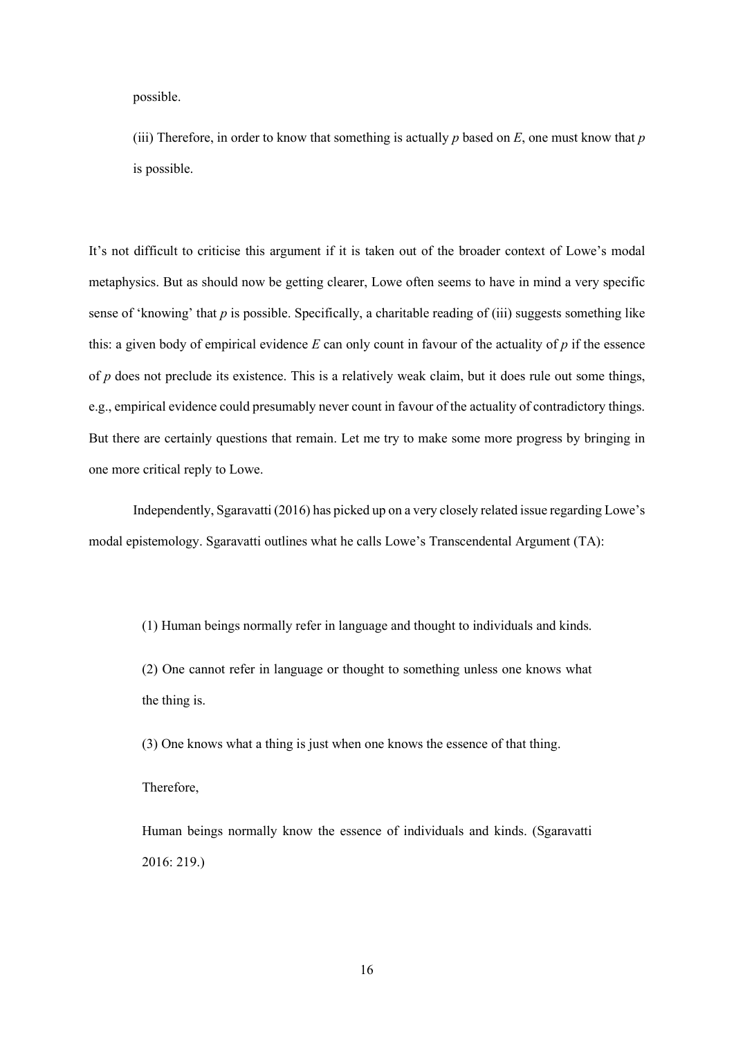possible.

(iii) Therefore, in order to know that something is actually *p* based on *E*, one must know that *p* is possible.

It's not difficult to criticise this argument if it is taken out of the broader context of Lowe's modal metaphysics. But as should now be getting clearer, Lowe often seems to have in mind a very specific sense of 'knowing' that *p* is possible. Specifically, a charitable reading of (iii) suggests something like this: a given body of empirical evidence *E* can only count in favour of the actuality of *p* if the essence of *p* does not preclude its existence. This is a relatively weak claim, but it does rule out some things, e.g., empirical evidence could presumably never count in favour of the actuality of contradictory things. But there are certainly questions that remain. Let me try to make some more progress by bringing in one more critical reply to Lowe.

Independently, Sgaravatti (2016) has picked up on a very closely related issue regarding Lowe's modal epistemology. Sgaravatti outlines what he calls Lowe's Transcendental Argument (TA):

> (1) Human beings normally refer in language and thought to individuals and kinds.
>
> (2) One cannot refer in language or thought to something unless one knows what the thing is.
>
> (3) One knows what a thing is just when one knows the essence of that thing.
>
> Therefore,
>
> Human beings normally know the essence of individuals and kinds. (Sgaravatti 2016: 219.)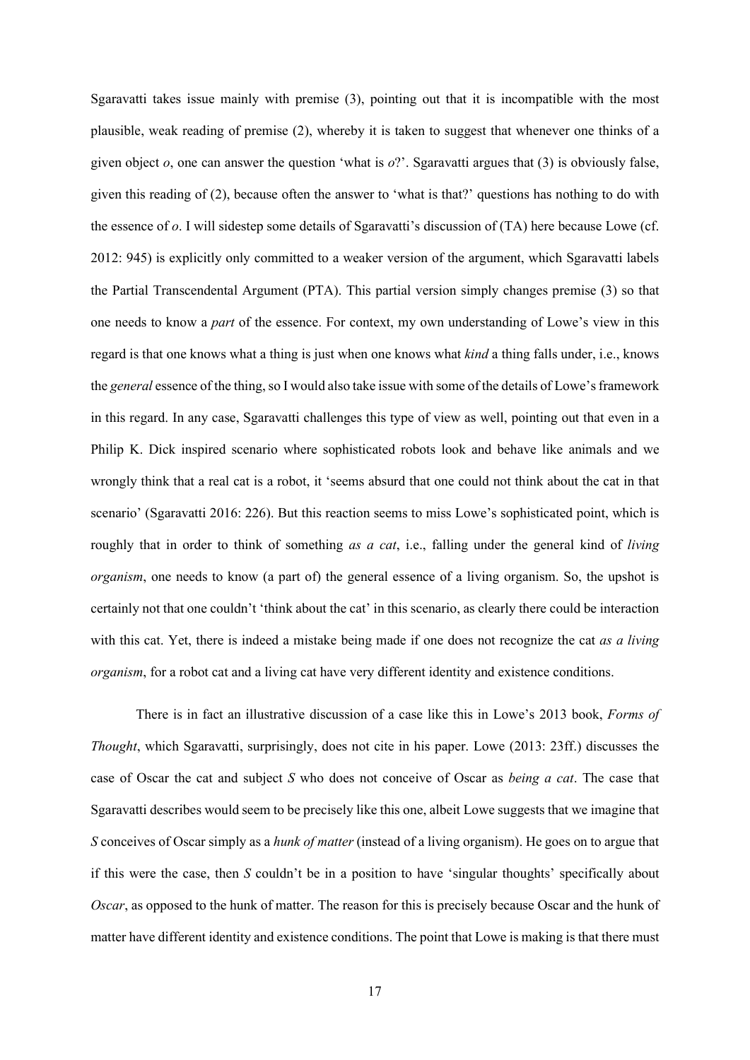Sgaravatti takes issue mainly with premise (3), pointing out that it is incompatible with the most plausible, weak reading of premise (2), whereby it is taken to suggest that whenever one thinks of a given object *o*, one can answer the question 'what is *o*?'. Sgaravatti argues that (3) is obviously false, given this reading of (2), because often the answer to 'what is that?' questions has nothing to do with the essence of *o*. I will sidestep some details of Sgaravatti's discussion of (TA) here because Lowe (cf. 2012: 945) is explicitly only committed to a weaker version of the argument, which Sgaravatti labels the Partial Transcendental Argument (PTA). This partial version simply changes premise (3) so that one needs to know a *part* of the essence. For context, my own understanding of Lowe's view in this regard is that one knows what a thing is just when one knows what *kind* a thing falls under, i.e., knows the *general* essence of the thing, so I would also take issue with some of the details of Lowe's framework in this regard. In any case, Sgaravatti challenges this type of view as well, pointing out that even in a Philip K. Dick inspired scenario where sophisticated robots look and behave like animals and we wrongly think that a real cat is a robot, it 'seems absurd that one could not think about the cat in that scenario' (Sgaravatti 2016: 226). But this reaction seems to miss Lowe's sophisticated point, which is roughly that in order to think of something *as a cat*, i.e., falling under the general kind of *living organism*, one needs to know (a part of) the general essence of a living organism. So, the upshot is certainly not that one couldn't 'think about the cat' in this scenario, as clearly there could be interaction with this cat. Yet, there is indeed a mistake being made if one does not recognize the cat *as a living organism*, for a robot cat and a living cat have very different identity and existence conditions.

There is in fact an illustrative discussion of a case like this in Lowe's 2013 book, *Forms of Thought*, which Sgaravatti, surprisingly, does not cite in his paper. Lowe (2013: 23ff.) discusses the case of Oscar the cat and subject *S* who does not conceive of Oscar as *being a cat*. The case that Sgaravatti describes would seem to be precisely like this one, albeit Lowe suggests that we imagine that *S* conceives of Oscar simply as a *hunk of matter* (instead of a living organism). He goes on to argue that if this were the case, then *S* couldn't be in a position to have 'singular thoughts' specifically about *Oscar*, as opposed to the hunk of matter. The reason for this is precisely because Oscar and the hunk of matter have different identity and existence conditions. The point that Lowe is making is that there must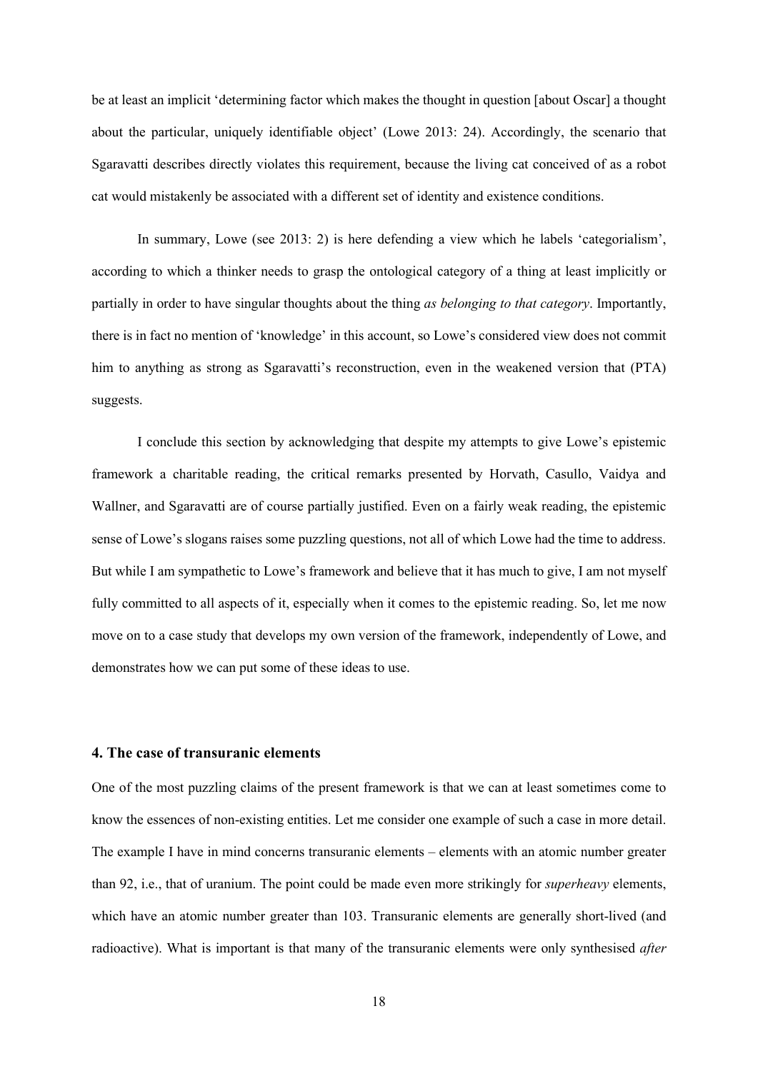be at least an implicit 'determining factor which makes the thought in question [about Oscar] a thought about the particular, uniquely identifiable object' (Lowe 2013: 24). Accordingly, the scenario that Sgaravatti describes directly violates this requirement, because the living cat conceived of as a robot cat would mistakenly be associated with a different set of identity and existence conditions.

In summary, Lowe (see 2013: 2) is here defending a view which he labels 'categorialism', according to which a thinker needs to grasp the ontological category of a thing at least implicitly or partially in order to have singular thoughts about the thing *as belonging to that category*. Importantly, there is in fact no mention of 'knowledge' in this account, so Lowe's considered view does not commit him to anything as strong as Sgaravatti's reconstruction, even in the weakened version that (PTA) suggests.

I conclude this section by acknowledging that despite my attempts to give Lowe's epistemic framework a charitable reading, the critical remarks presented by Horvath, Casullo, Vaidya and Wallner, and Sgaravatti are of course partially justified. Even on a fairly weak reading, the epistemic sense of Lowe's slogans raises some puzzling questions, not all of which Lowe had the time to address. But while I am sympathetic to Lowe's framework and believe that it has much to give, I am not myself fully committed to all aspects of it, especially when it comes to the epistemic reading. So, let me now move on to a case study that develops my own version of the framework, independently of Lowe, and demonstrates how we can put some of these ideas to use.

## 4. The case of transuranic elements

One of the most puzzling claims of the present framework is that we can at least sometimes come to know the essences of non-existing entities. Let me consider one example of such a case in more detail. The example I have in mind concerns transuranic elements – elements with an atomic number greater than 92, i.e., that of uranium. The point could be made even more strikingly for *superheavy* elements, which have an atomic number greater than 103. Transuranic elements are generally short-lived (and radioactive). What is important is that many of the transuranic elements were only synthesised *after*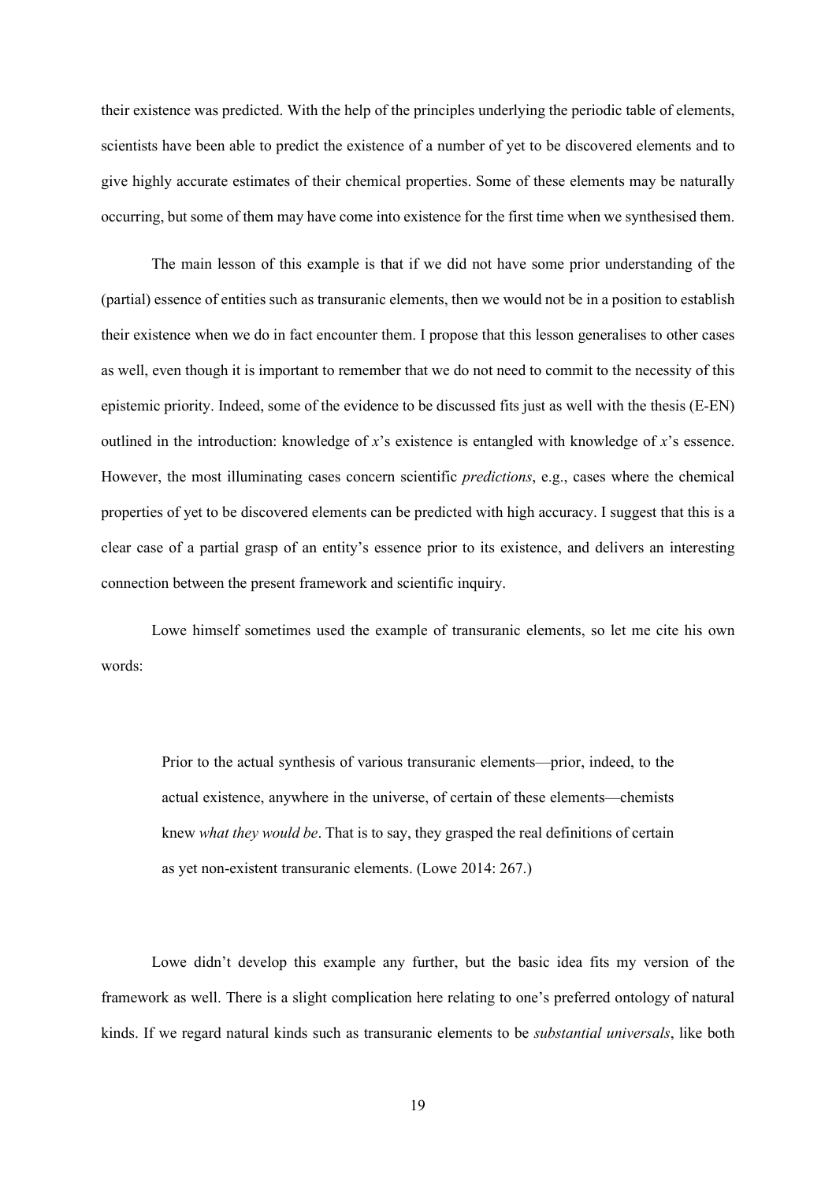their existence was predicted. With the help of the principles underlying the periodic table of elements, scientists have been able to predict the existence of a number of yet to be discovered elements and to give highly accurate estimates of their chemical properties. Some of these elements may be naturally occurring, but some of them may have come into existence for the first time when we synthesised them.

The main lesson of this example is that if we did not have some prior understanding of the (partial) essence of entities such as transuranic elements, then we would not be in a position to establish their existence when we do in fact encounter them. I propose that this lesson generalises to other cases as well, even though it is important to remember that we do not need to commit to the necessity of this epistemic priority. Indeed, some of the evidence to be discussed fits just as well with the thesis (E-EN) outlined in the introduction: knowledge of *x*'s existence is entangled with knowledge of *x*'s essence. However, the most illuminating cases concern scientific *predictions*, e.g., cases where the chemical properties of yet to be discovered elements can be predicted with high accuracy. I suggest that this is a clear case of a partial grasp of an entity's essence prior to its existence, and delivers an interesting connection between the present framework and scientific inquiry.

Lowe himself sometimes used the example of transuranic elements, so let me cite his own words:

> Prior to the actual synthesis of various transuranic elements—prior, indeed, to the actual existence, anywhere in the universe, of certain of these elements—chemists knew *what they would be*. That is to say, they grasped the real definitions of certain as yet non-existent transuranic elements. (Lowe 2014: 267.)

Lowe didn't develop this example any further, but the basic idea fits my version of the framework as well. There is a slight complication here relating to one's preferred ontology of natural kinds. If we regard natural kinds such as transuranic elements to be *substantial universals*, like both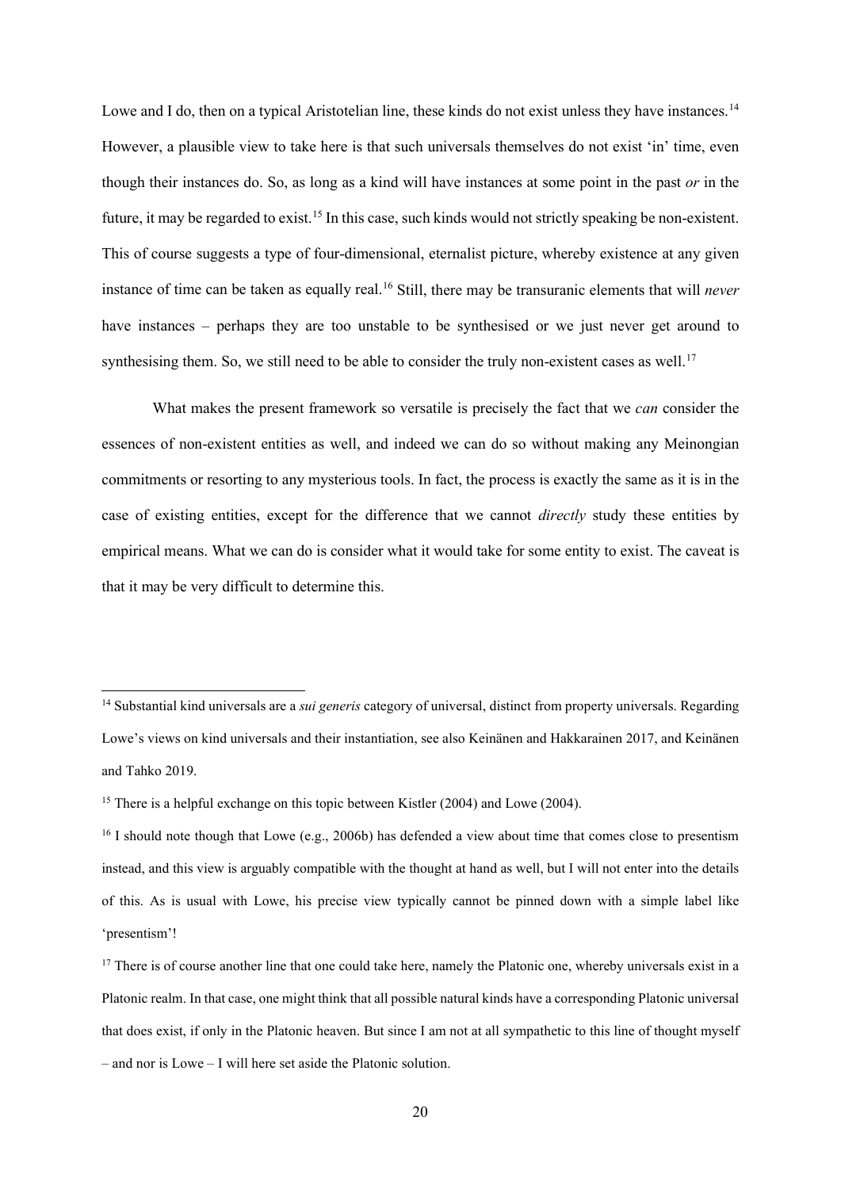Lowe and I do, then on a typical Aristotelian line, these kinds do not exist unless they have instances.[14] However, a plausible view to take here is that such universals themselves do not exist 'in' time, even though their instances do. So, as long as a kind will have instances at some point in the past *or* in the future, it may be regarded to exist.[15] In this case, such kinds would not strictly speaking be non-existent. This of course suggests a type of four-dimensional, eternalist picture, whereby existence at any given instance of time can be taken as equally real.[16] Still, there may be transuranic elements that will *never* have instances – perhaps they are too unstable to be synthesised or we just never get around to synthesising them. So, we still need to be able to consider the truly non-existent cases as well.[17]

What makes the present framework so versatile is precisely the fact that we *can* consider the essences of non-existent entities as well, and indeed we can do so without making any Meinongian commitments or resorting to any mysterious tools. In fact, the process is exactly the same as it is in the case of existing entities, except for the difference that we cannot *directly* study these entities by empirical means. What we can do is consider what it would take for some entity to exist. The caveat is that it may be very difficult to determine this.

---

[14] Substantial kind universals are a *sui generis* category of universal, distinct from property universals. Regarding Lowe's views on kind universals and their instantiation, see also Keinänen and Hakkarainen 2017, and Keinänen and Tahko 2019.

[15] There is a helpful exchange on this topic between Kistler (2004) and Lowe (2004).

[16] I should note though that Lowe (e.g., 2006b) has defended a view about time that comes close to presentism instead, and this view is arguably compatible with the thought at hand as well, but I will not enter into the details of this. As is usual with Lowe, his precise view typically cannot be pinned down with a simple label like 'presentism'!

[17] There is of course another line that one could take here, namely the Platonic one, whereby universals exist in a Platonic realm. In that case, one might think that all possible natural kinds have a corresponding Platonic universal that does exist, if only in the Platonic heaven. But since I am not at all sympathetic to this line of thought myself – and nor is Lowe – I will here set aside the Platonic solution.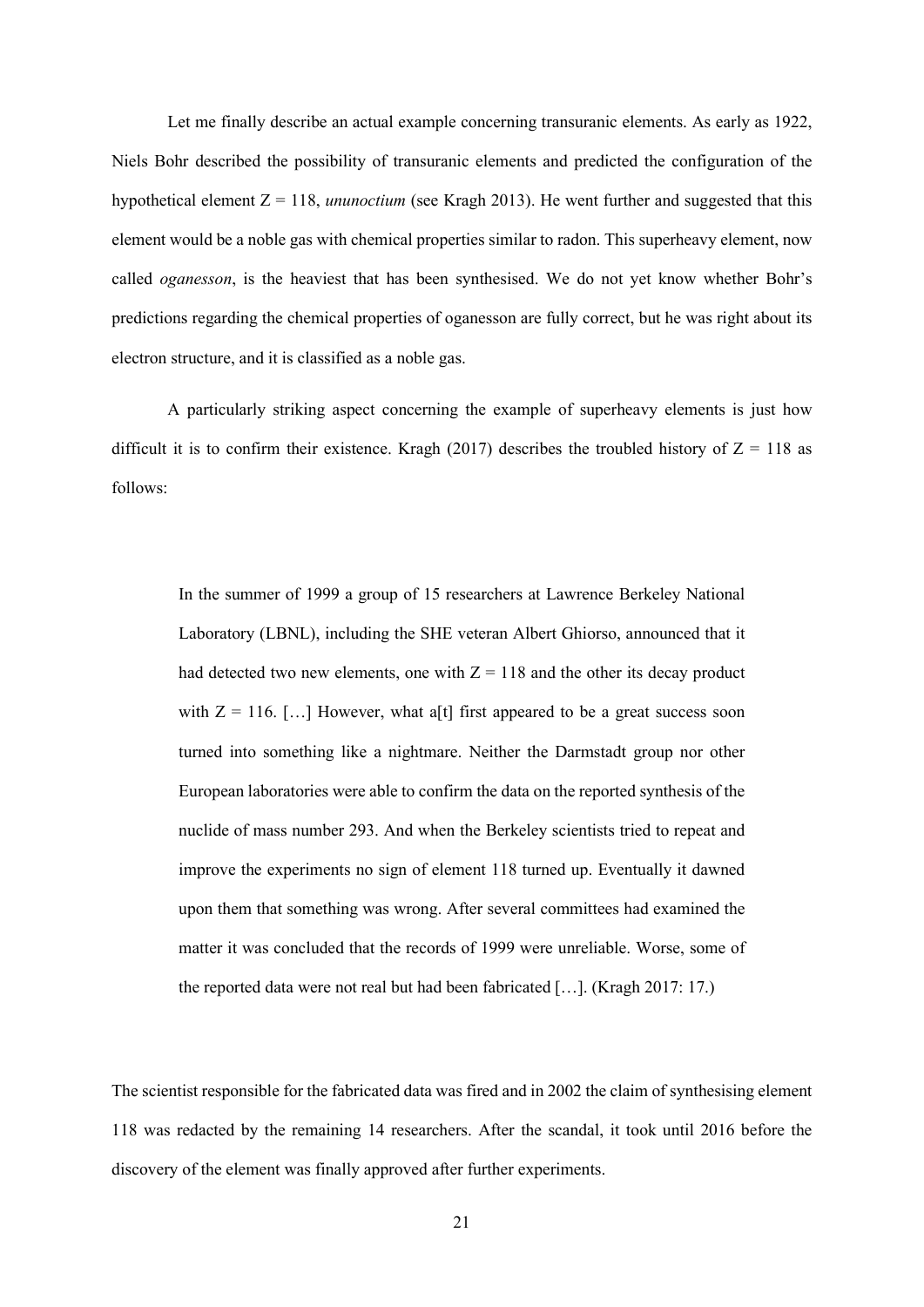Let me finally describe an actual example concerning transuranic elements. As early as 1922, Niels Bohr described the possibility of transuranic elements and predicted the configuration of the hypothetical element $Z = 118$, *ununoctium* (see Kragh 2013). He went further and suggested that this element would be a noble gas with chemical properties similar to radon. This superheavy element, now called *oganesson*, is the heaviest that has been synthesised. We do not yet know whether Bohr's predictions regarding the chemical properties of oganesson are fully correct, but he was right about its electron structure, and it is classified as a noble gas.

A particularly striking aspect concerning the example of superheavy elements is just how difficult it is to confirm their existence. Kragh (2017) describes the troubled history of $Z = 118$ as follows:

> In the summer of 1999 a group of 15 researchers at Lawrence Berkeley National Laboratory (LBNL), including the SHE veteran Albert Ghiorso, announced that it had detected two new elements, one with $Z = 118$ and the other its decay product with $Z = 116$. […] However, what a[t] first appeared to be a great success soon turned into something like a nightmare. Neither the Darmstadt group nor other European laboratories were able to confirm the data on the reported synthesis of the nuclide of mass number 293. And when the Berkeley scientists tried to repeat and improve the experiments no sign of element 118 turned up. Eventually it dawned upon them that something was wrong. After several committees had examined the matter it was concluded that the records of 1999 were unreliable. Worse, some of the reported data were not real but had been fabricated […]. (Kragh 2017: 17.)

The scientist responsible for the fabricated data was fired and in 2002 the claim of synthesising element 118 was redacted by the remaining 14 researchers. After the scandal, it took until 2016 before the discovery of the element was finally approved after further experiments.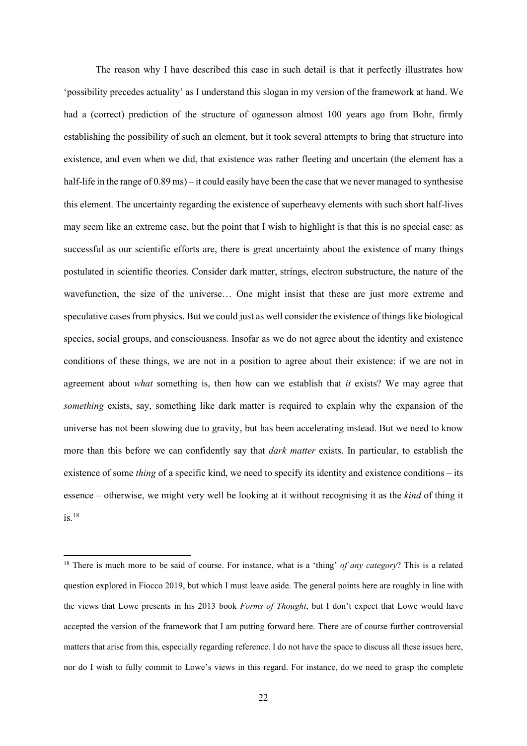The reason why I have described this case in such detail is that it perfectly illustrates how 'possibility precedes actuality' as I understand this slogan in my version of the framework at hand. We had a (correct) prediction of the structure of oganesson almost 100 years ago from Bohr, firmly establishing the possibility of such an element, but it took several attempts to bring that structure into existence, and even when we did, that existence was rather fleeting and uncertain (the element has a half-life in the range of 0.89 ms) – it could easily have been the case that we never managed to synthesise this element. The uncertainty regarding the existence of superheavy elements with such short half-lives may seem like an extreme case, but the point that I wish to highlight is that this is no special case: as successful as our scientific efforts are, there is great uncertainty about the existence of many things postulated in scientific theories. Consider dark matter, strings, electron substructure, the nature of the wavefunction, the size of the universe… One might insist that these are just more extreme and speculative cases from physics. But we could just as well consider the existence of things like biological species, social groups, and consciousness. Insofar as we do not agree about the identity and existence conditions of these things, we are not in a position to agree about their existence: if we are not in agreement about *what* something is, then how can we establish that *it* exists? We may agree that *something* exists, say, something like dark matter is required to explain why the expansion of the universe has not been slowing due to gravity, but has been accelerating instead. But we need to know more than this before we can confidently say that *dark matter* exists. In particular, to establish the existence of some *thing* of a specific kind, we need to specify its identity and existence conditions – its essence – otherwise, we might very well be looking at it without recognising it as the *kind* of thing it is.[18]

[18] There is much more to be said of course. For instance, what is a 'thing' *of any category*? This is a related question explored in Fiocco 2019, but which I must leave aside. The general points here are roughly in line with the views that Lowe presents in his 2013 book *Forms of Thought*, but I don't expect that Lowe would have accepted the version of the framework that I am putting forward here. There are of course further controversial matters that arise from this, especially regarding reference. I do not have the space to discuss all these issues here, nor do I wish to fully commit to Lowe's views in this regard. For instance, do we need to grasp the complete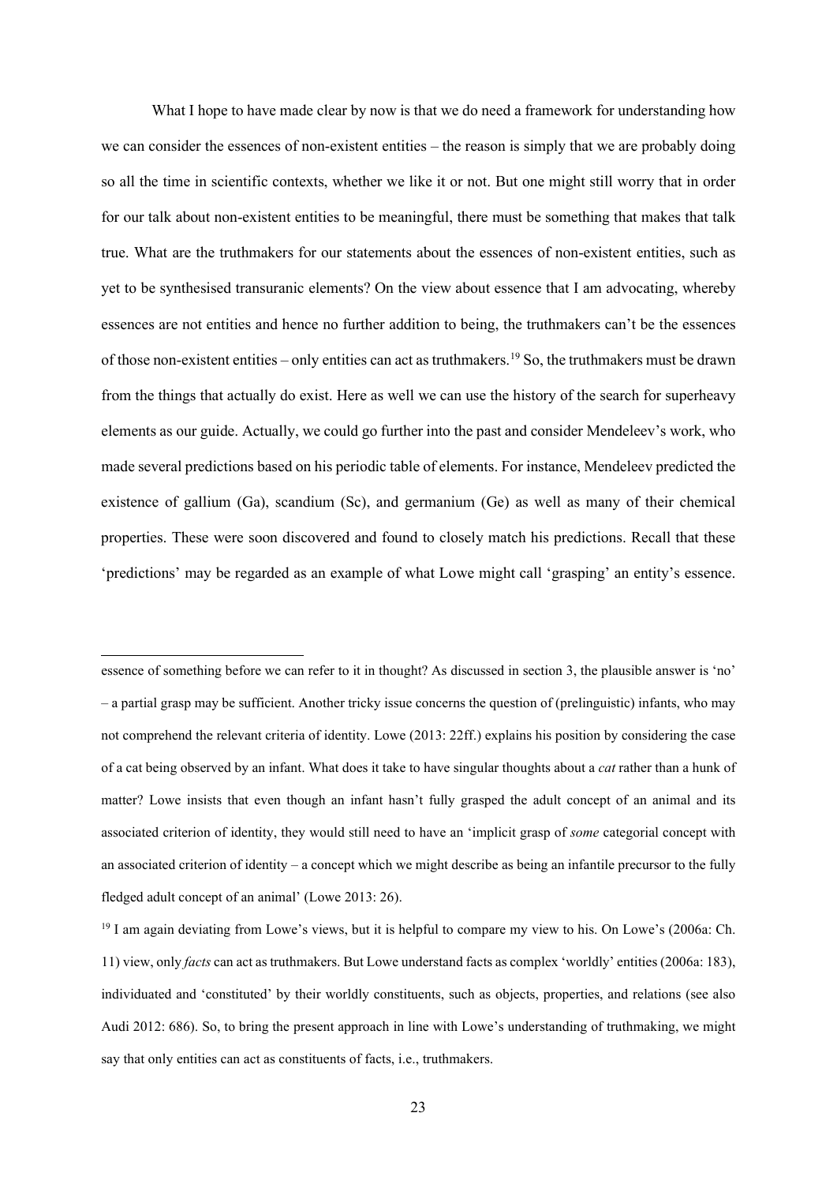What I hope to have made clear by now is that we do need a framework for understanding how we can consider the essences of non-existent entities – the reason is simply that we are probably doing so all the time in scientific contexts, whether we like it or not. But one might still worry that in order for our talk about non-existent entities to be meaningful, there must be something that makes that talk true. What are the truthmakers for our statements about the essences of non-existent entities, such as yet to be synthesised transuranic elements? On the view about essence that I am advocating, whereby essences are not entities and hence no further addition to being, the truthmakers can't be the essences of those non-existent entities – only entities can act as truthmakers.[19] So, the truthmakers must be drawn from the things that actually do exist. Here as well we can use the history of the search for superheavy elements as our guide. Actually, we could go further into the past and consider Mendeleev's work, who made several predictions based on his periodic table of elements. For instance, Mendeleev predicted the existence of gallium (Ga), scandium (Sc), and germanium (Ge) as well as many of their chemical properties. These were soon discovered and found to closely match his predictions. Recall that these 'predictions' may be regarded as an example of what Lowe might call 'grasping' an entity's essence.

---

essence of something before we can refer to it in thought? As discussed in section 3, the plausible answer is 'no' – a partial grasp may be sufficient. Another tricky issue concerns the question of (prelinguistic) infants, who may not comprehend the relevant criteria of identity. Lowe (2013: 22ff.) explains his position by considering the case of a cat being observed by an infant. What does it take to have singular thoughts about a *cat* rather than a hunk of matter? Lowe insists that even though an infant hasn't fully grasped the adult concept of an animal and its associated criterion of identity, they would still need to have an 'implicit grasp of *some* categorial concept with an associated criterion of identity – a concept which we might describe as being an infantile precursor to the fully fledged adult concept of an animal' (Lowe 2013: 26).

[19] I am again deviating from Lowe's views, but it is helpful to compare my view to his. On Lowe's (2006a: Ch. 11) view, only *facts* can act as truthmakers. But Lowe understand facts as complex 'worldly' entities (2006a: 183), individuated and 'constituted' by their worldly constituents, such as objects, properties, and relations (see also Audi 2012: 686). So, to bring the present approach in line with Lowe's understanding of truthmaking, we might say that only entities can act as constituents of facts, i.e., truthmakers.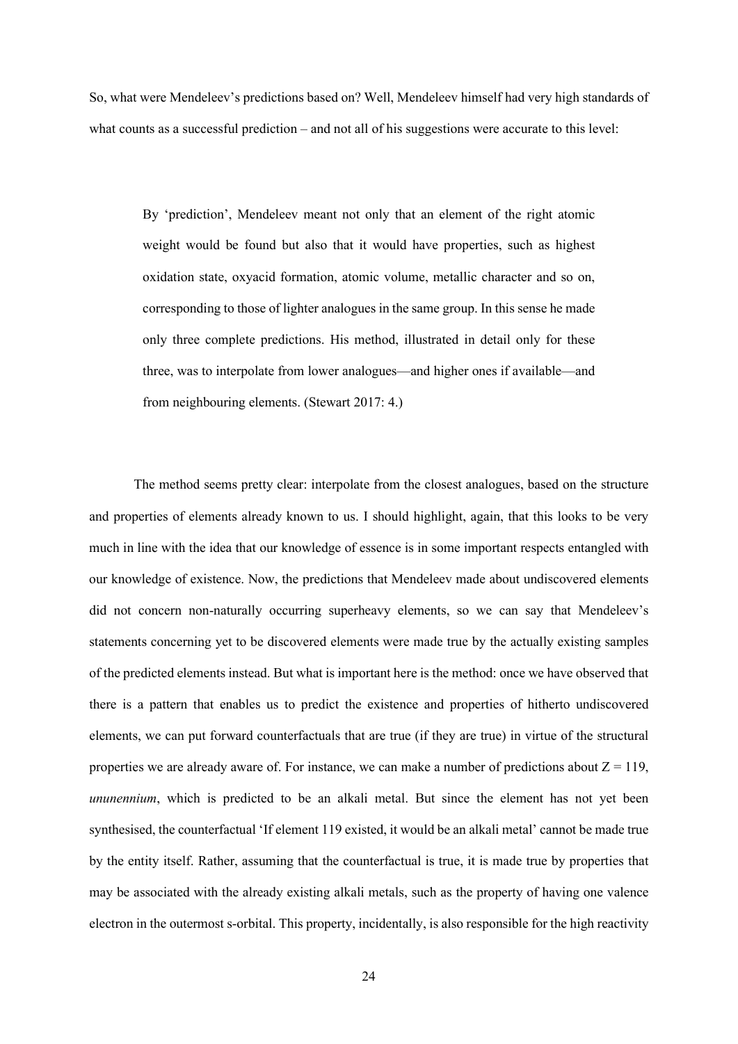So, what were Mendeleev's predictions based on? Well, Mendeleev himself had very high standards of what counts as a successful prediction – and not all of his suggestions were accurate to this level:

> By 'prediction', Mendeleev meant not only that an element of the right atomic weight would be found but also that it would have properties, such as highest oxidation state, oxyacid formation, atomic volume, metallic character and so on, corresponding to those of lighter analogues in the same group. In this sense he made only three complete predictions. His method, illustrated in detail only for these three, was to interpolate from lower analogues—and higher ones if available—and from neighbouring elements. (Stewart 2017: 4.)

The method seems pretty clear: interpolate from the closest analogues, based on the structure and properties of elements already known to us. I should highlight, again, that this looks to be very much in line with the idea that our knowledge of essence is in some important respects entangled with our knowledge of existence. Now, the predictions that Mendeleev made about undiscovered elements did not concern non-naturally occurring superheavy elements, so we can say that Mendeleev's statements concerning yet to be discovered elements were made true by the actually existing samples of the predicted elements instead. But what is important here is the method: once we have observed that there is a pattern that enables us to predict the existence and properties of hitherto undiscovered elements, we can put forward counterfactuals that are true (if they are true) in virtue of the structural properties we are already aware of. For instance, we can make a number of predictions about $Z = 119$, *ununennium*, which is predicted to be an alkali metal. But since the element has not yet been synthesised, the counterfactual 'If element 119 existed, it would be an alkali metal' cannot be made true by the entity itself. Rather, assuming that the counterfactual is true, it is made true by properties that may be associated with the already existing alkali metals, such as the property of having one valence electron in the outermost s-orbital. This property, incidentally, is also responsible for the high reactivity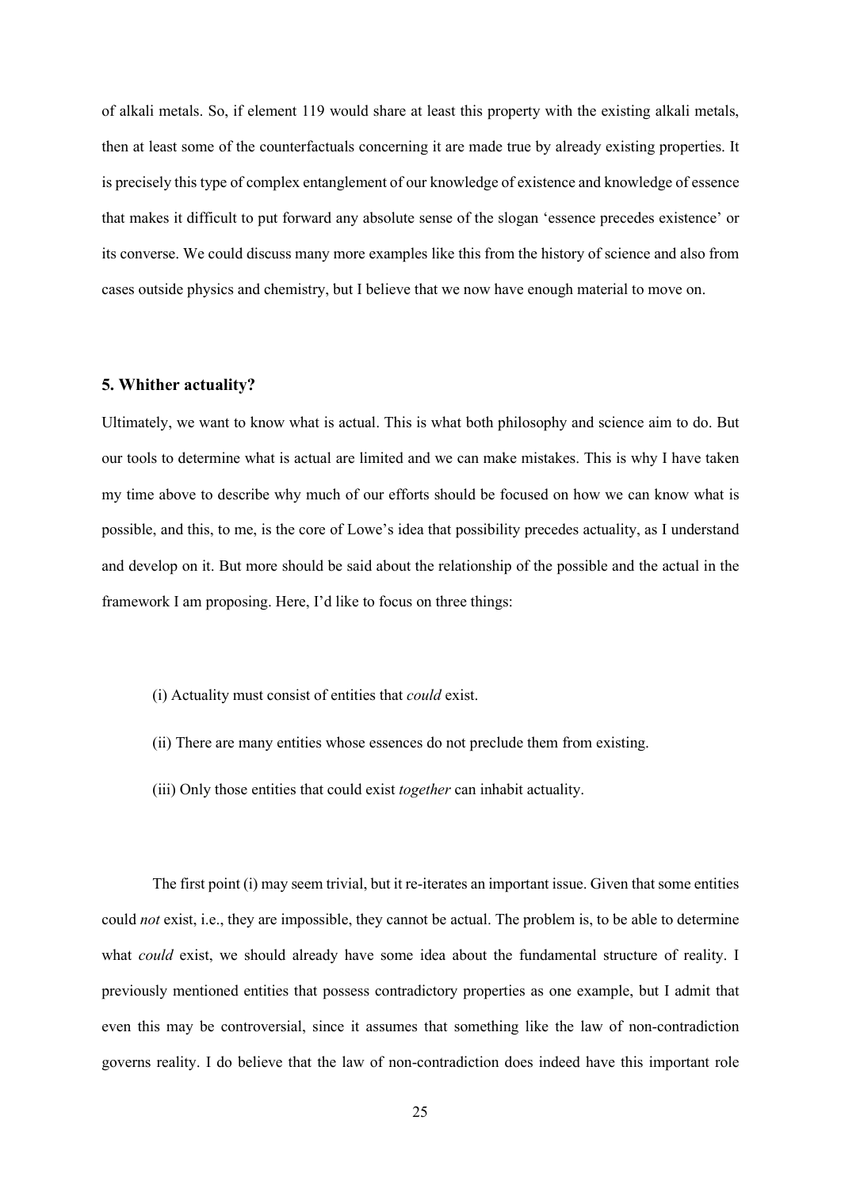of alkali metals. So, if element 119 would share at least this property with the existing alkali metals, then at least some of the counterfactuals concerning it are made true by already existing properties. It is precisely this type of complex entanglement of our knowledge of existence and knowledge of essence that makes it difficult to put forward any absolute sense of the slogan 'essence precedes existence' or its converse. We could discuss many more examples like this from the history of science and also from cases outside physics and chemistry, but I believe that we now have enough material to move on.

### 5. Whither actuality?

Ultimately, we want to know what is actual. This is what both philosophy and science aim to do. But our tools to determine what is actual are limited and we can make mistakes. This is why I have taken my time above to describe why much of our efforts should be focused on how we can know what is possible, and this, to me, is the core of Lowe's idea that possibility precedes actuality, as I understand and develop on it. But more should be said about the relationship of the possible and the actual in the framework I am proposing. Here, I'd like to focus on three things:

(i) Actuality must consist of entities that *could* exist.

(ii) There are many entities whose essences do not preclude them from existing.

(iii) Only those entities that could exist *together* can inhabit actuality.

The first point (i) may seem trivial, but it re-iterates an important issue. Given that some entities could *not* exist, i.e., they are impossible, they cannot be actual. The problem is, to be able to determine what *could* exist, we should already have some idea about the fundamental structure of reality. I previously mentioned entities that possess contradictory properties as one example, but I admit that even this may be controversial, since it assumes that something like the law of non-contradiction governs reality. I do believe that the law of non-contradiction does indeed have this important role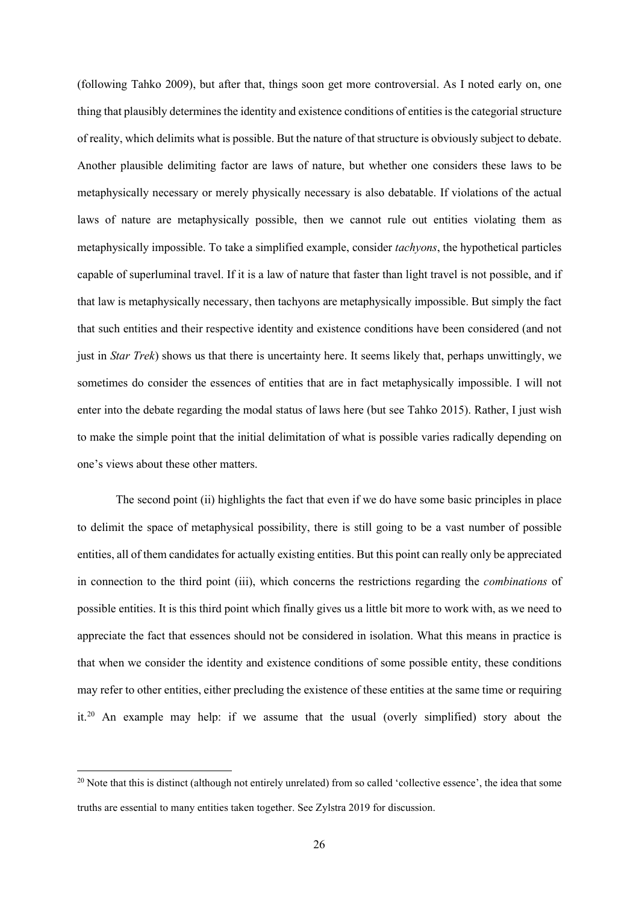(following Tahko 2009), but after that, things soon get more controversial. As I noted early on, one thing that plausibly determines the identity and existence conditions of entities is the categorial structure of reality, which delimits what is possible. But the nature of that structure is obviously subject to debate. Another plausible delimiting factor are laws of nature, but whether one considers these laws to be metaphysically necessary or merely physically necessary is also debatable. If violations of the actual laws of nature are metaphysically possible, then we cannot rule out entities violating them as metaphysically impossible. To take a simplified example, consider *tachyons*, the hypothetical particles capable of superluminal travel. If it is a law of nature that faster than light travel is not possible, and if that law is metaphysically necessary, then tachyons are metaphysically impossible. But simply the fact that such entities and their respective identity and existence conditions have been considered (and not just in *Star Trek*) shows us that there is uncertainty here. It seems likely that, perhaps unwittingly, we sometimes do consider the essences of entities that are in fact metaphysically impossible. I will not enter into the debate regarding the modal status of laws here (but see Tahko 2015). Rather, I just wish to make the simple point that the initial delimitation of what is possible varies radically depending on one's views about these other matters.

The second point (ii) highlights the fact that even if we do have some basic principles in place to delimit the space of metaphysical possibility, there is still going to be a vast number of possible entities, all of them candidates for actually existing entities. But this point can really only be appreciated in connection to the third point (iii), which concerns the restrictions regarding the *combinations* of possible entities. It is this third point which finally gives us a little bit more to work with, as we need to appreciate the fact that essences should not be considered in isolation. What this means in practice is that when we consider the identity and existence conditions of some possible entity, these conditions may refer to other entities, either precluding the existence of these entities at the same time or requiring it.[20] An example may help: if we assume that the usual (overly simplified) story about the

[20] Note that this is distinct (although not entirely unrelated) from so called 'collective essence', the idea that some truths are essential to many entities taken together. See Zylstra 2019 for discussion.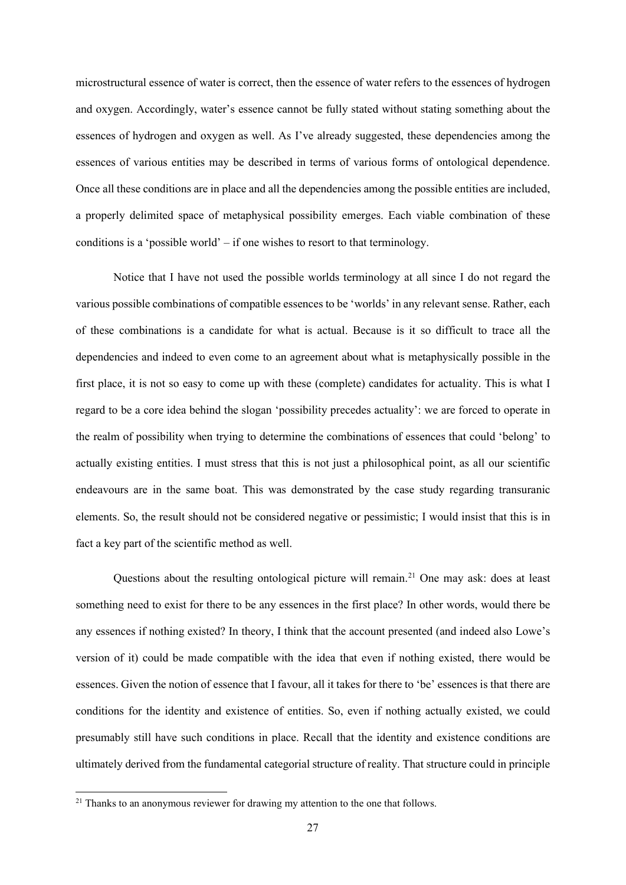microstructural essence of water is correct, then the essence of water refers to the essences of hydrogen and oxygen. Accordingly, water's essence cannot be fully stated without stating something about the essences of hydrogen and oxygen as well. As I've already suggested, these dependencies among the essences of various entities may be described in terms of various forms of ontological dependence. Once all these conditions are in place and all the dependencies among the possible entities are included, a properly delimited space of metaphysical possibility emerges. Each viable combination of these conditions is a 'possible world' – if one wishes to resort to that terminology.

Notice that I have not used the possible worlds terminology at all since I do not regard the various possible combinations of compatible essences to be 'worlds' in any relevant sense. Rather, each of these combinations is a candidate for what is actual. Because is it so difficult to trace all the dependencies and indeed to even come to an agreement about what is metaphysically possible in the first place, it is not so easy to come up with these (complete) candidates for actuality. This is what I regard to be a core idea behind the slogan 'possibility precedes actuality': we are forced to operate in the realm of possibility when trying to determine the combinations of essences that could 'belong' to actually existing entities. I must stress that this is not just a philosophical point, as all our scientific endeavours are in the same boat. This was demonstrated by the case study regarding transuranic elements. So, the result should not be considered negative or pessimistic; I would insist that this is in fact a key part of the scientific method as well.

Questions about the resulting ontological picture will remain.[21] One may ask: does at least something need to exist for there to be any essences in the first place? In other words, would there be any essences if nothing existed? In theory, I think that the account presented (and indeed also Lowe's version of it) could be made compatible with the idea that even if nothing existed, there would be essences. Given the notion of essence that I favour, all it takes for there to 'be' essences is that there are conditions for the identity and existence of entities. So, even if nothing actually existed, we could presumably still have such conditions in place. Recall that the identity and existence conditions are ultimately derived from the fundamental categorial structure of reality. That structure could in principle

[21] Thanks to an anonymous reviewer for drawing my attention to the one that follows.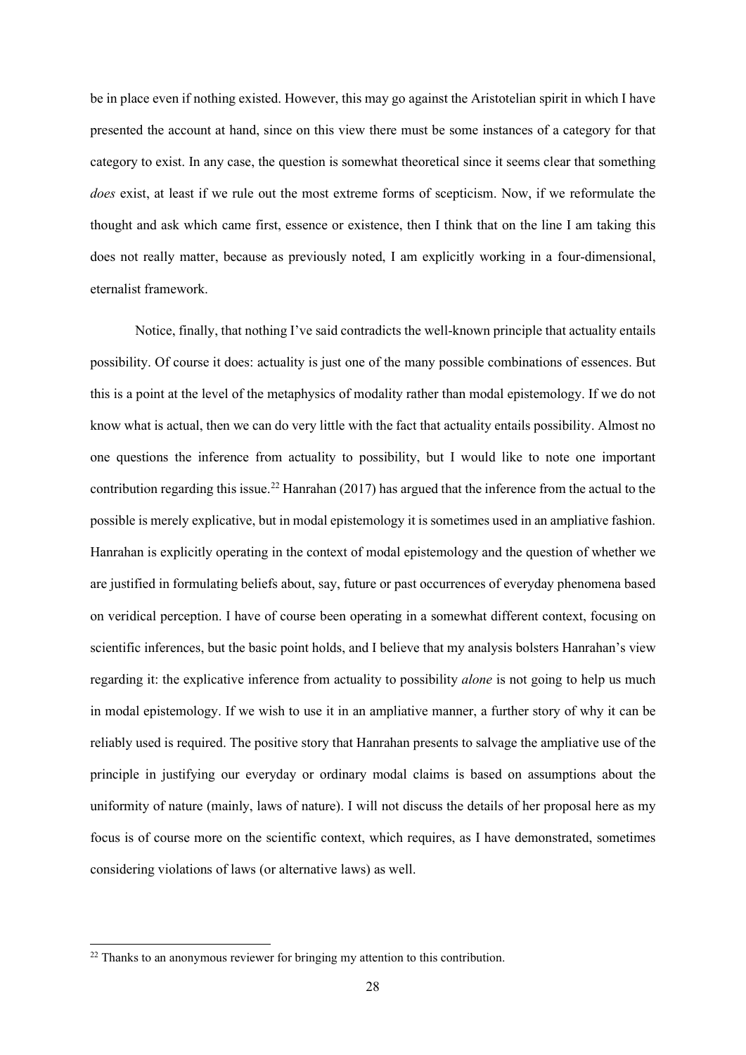be in place even if nothing existed. However, this may go against the Aristotelian spirit in which I have presented the account at hand, since on this view there must be some instances of a category for that category to exist. In any case, the question is somewhat theoretical since it seems clear that something *does* exist, at least if we rule out the most extreme forms of scepticism. Now, if we reformulate the thought and ask which came first, essence or existence, then I think that on the line I am taking this does not really matter, because as previously noted, I am explicitly working in a four-dimensional, eternalist framework.

Notice, finally, that nothing I've said contradicts the well-known principle that actuality entails possibility. Of course it does: actuality is just one of the many possible combinations of essences. But this is a point at the level of the metaphysics of modality rather than modal epistemology. If we do not know what is actual, then we can do very little with the fact that actuality entails possibility. Almost no one questions the inference from actuality to possibility, but I would like to note one important contribution regarding this issue.[22] Hanrahan (2017) has argued that the inference from the actual to the possible is merely explicative, but in modal epistemology it is sometimes used in an ampliative fashion. Hanrahan is explicitly operating in the context of modal epistemology and the question of whether we are justified in formulating beliefs about, say, future or past occurrences of everyday phenomena based on veridical perception. I have of course been operating in a somewhat different context, focusing on scientific inferences, but the basic point holds, and I believe that my analysis bolsters Hanrahan's view regarding it: the explicative inference from actuality to possibility *alone* is not going to help us much in modal epistemology. If we wish to use it in an ampliative manner, a further story of why it can be reliably used is required. The positive story that Hanrahan presents to salvage the ampliative use of the principle in justifying our everyday or ordinary modal claims is based on assumptions about the uniformity of nature (mainly, laws of nature). I will not discuss the details of her proposal here as my focus is of course more on the scientific context, which requires, as I have demonstrated, sometimes considering violations of laws (or alternative laws) as well.

[22] Thanks to an anonymous reviewer for bringing my attention to this contribution.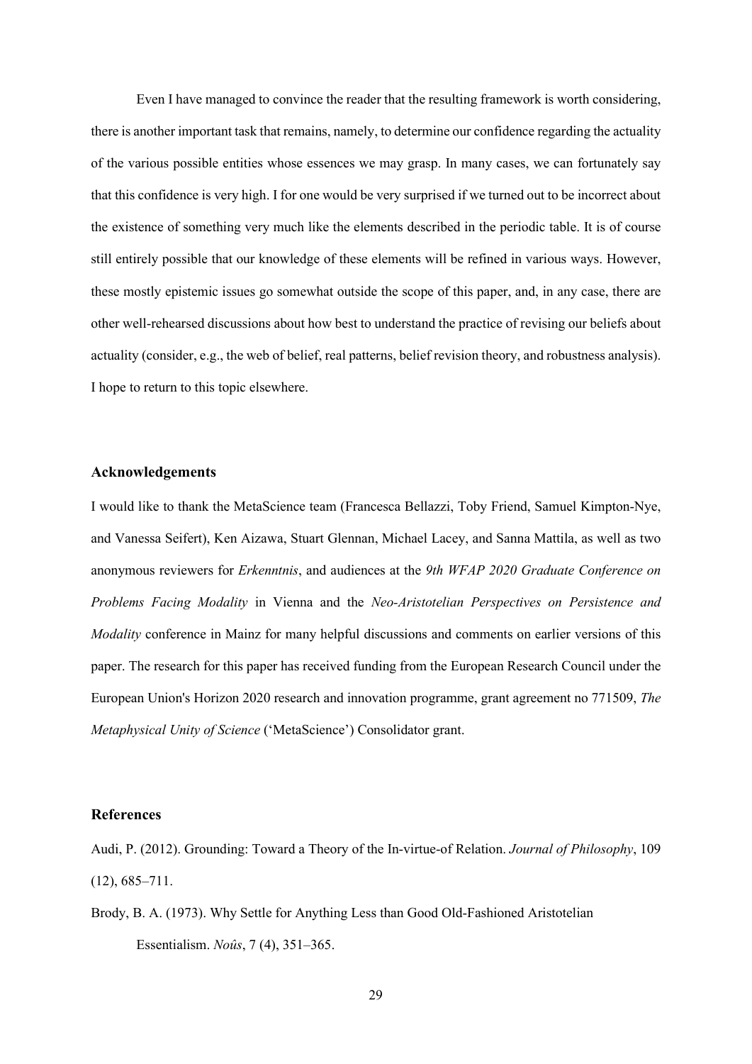Even I have managed to convince the reader that the resulting framework is worth considering, there is another important task that remains, namely, to determine our confidence regarding the actuality of the various possible entities whose essences we may grasp. In many cases, we can fortunately say that this confidence is very high. I for one would be very surprised if we turned out to be incorrect about the existence of something very much like the elements described in the periodic table. It is of course still entirely possible that our knowledge of these elements will be refined in various ways. However, these mostly epistemic issues go somewhat outside the scope of this paper, and, in any case, there are other well-rehearsed discussions about how best to understand the practice of revising our beliefs about actuality (consider, e.g., the web of belief, real patterns, belief revision theory, and robustness analysis). I hope to return to this topic elsewhere.

## Acknowledgements

I would like to thank the MetaScience team (Francesca Bellazzi, Toby Friend, Samuel Kimpton-Nye, and Vanessa Seifert), Ken Aizawa, Stuart Glennan, Michael Lacey, and Sanna Mattila, as well as two anonymous reviewers for *Erkenntnis*, and audiences at the *9th WFAP 2020 Graduate Conference on Problems Facing Modality* in Vienna and the *Neo-Aristotelian Perspectives on Persistence and Modality* conference in Mainz for many helpful discussions and comments on earlier versions of this paper. The research for this paper has received funding from the European Research Council under the European Union's Horizon 2020 research and innovation programme, grant agreement no 771509, *The Metaphysical Unity of Science* ('MetaScience') Consolidator grant.

## References

Audi, P. (2012). Grounding: Toward a Theory of the In-virtue-of Relation. *Journal of Philosophy*, 109 (12), 685–711.

Brody, B. A. (1973). Why Settle for Anything Less than Good Old-Fashioned Aristotelian Essentialism. *Noûs*, 7 (4), 351–365.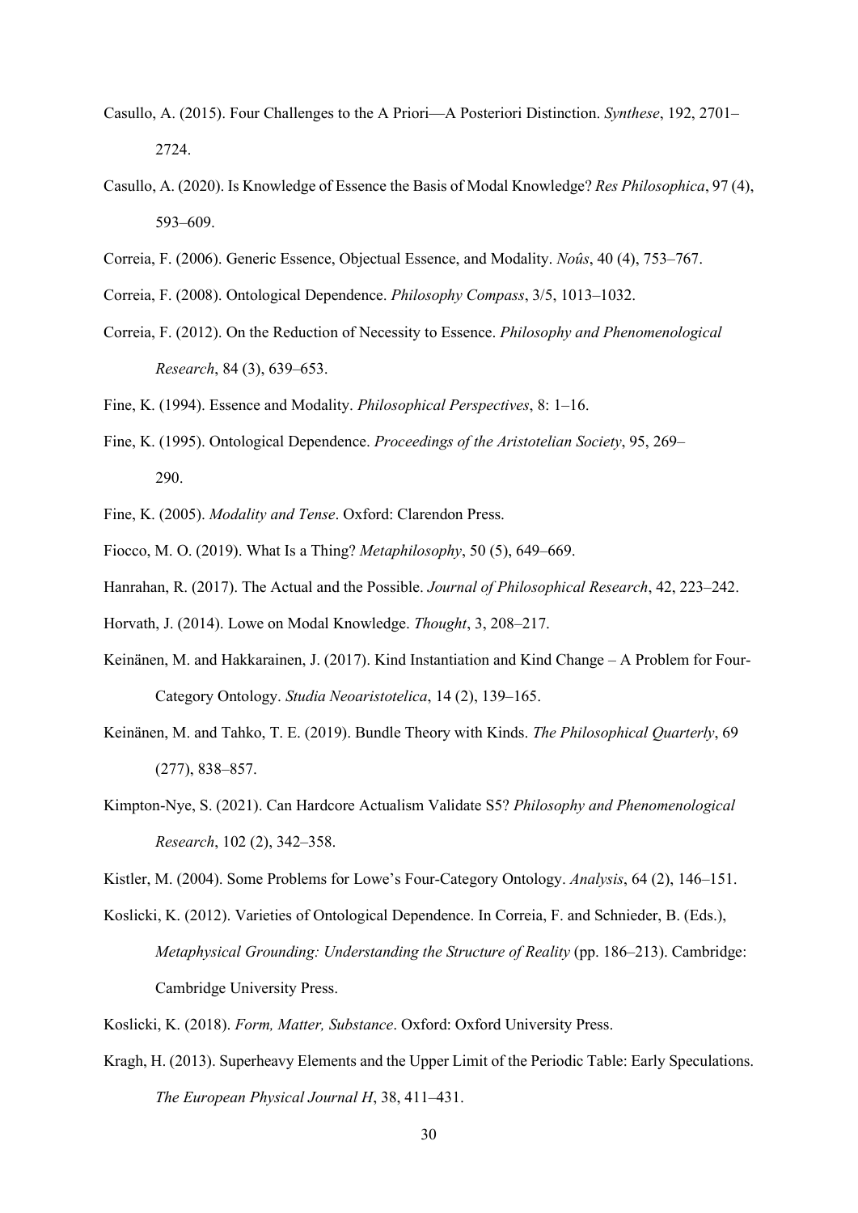Casullo, A. (2015). Four Challenges to the A Priori—A Posteriori Distinction. *Synthese*, 192, 2701–2724.

Casullo, A. (2020). Is Knowledge of Essence the Basis of Modal Knowledge? *Res Philosophica*, 97 (4), 593–609.

Correia, F. (2006). Generic Essence, Objectual Essence, and Modality. *Noûs*, 40 (4), 753–767.

Correia, F. (2008). Ontological Dependence. *Philosophy Compass*, 3/5, 1013–1032.

Correia, F. (2012). On the Reduction of Necessity to Essence. *Philosophy and Phenomenological Research*, 84 (3), 639–653.

Fine, K. (1994). Essence and Modality. *Philosophical Perspectives*, 8: 1–16.

Fine, K. (1995). Ontological Dependence. *Proceedings of the Aristotelian Society*, 95, 269–290.

Fine, K. (2005). *Modality and Tense*. Oxford: Clarendon Press.

Fiocco, M. O. (2019). What Is a Thing? *Metaphilosophy*, 50 (5), 649–669.

Hanrahan, R. (2017). The Actual and the Possible. *Journal of Philosophical Research*, 42, 223–242.

Horvath, J. (2014). Lowe on Modal Knowledge. *Thought*, 3, 208–217.

Keinänen, M. and Hakkarainen, J. (2017). Kind Instantiation and Kind Change – A Problem for Four-Category Ontology. *Studia Neoaristotelica*, 14 (2), 139–165.

Keinänen, M. and Tahko, T. E. (2019). Bundle Theory with Kinds. *The Philosophical Quarterly*, 69 (277), 838–857.

Kimpton-Nye, S. (2021). Can Hardcore Actualism Validate S5? *Philosophy and Phenomenological Research*, 102 (2), 342–358.

Kistler, M. (2004). Some Problems for Lowe's Four-Category Ontology. *Analysis*, 64 (2), 146–151.

Koslicki, K. (2012). Varieties of Ontological Dependence. In Correia, F. and Schnieder, B. (Eds.), *Metaphysical Grounding: Understanding the Structure of Reality* (pp. 186–213). Cambridge: Cambridge University Press.

Koslicki, K. (2018). *Form, Matter, Substance*. Oxford: Oxford University Press.

Kragh, H. (2013). Superheavy Elements and the Upper Limit of the Periodic Table: Early Speculations. *The European Physical Journal H*, 38, 411–431.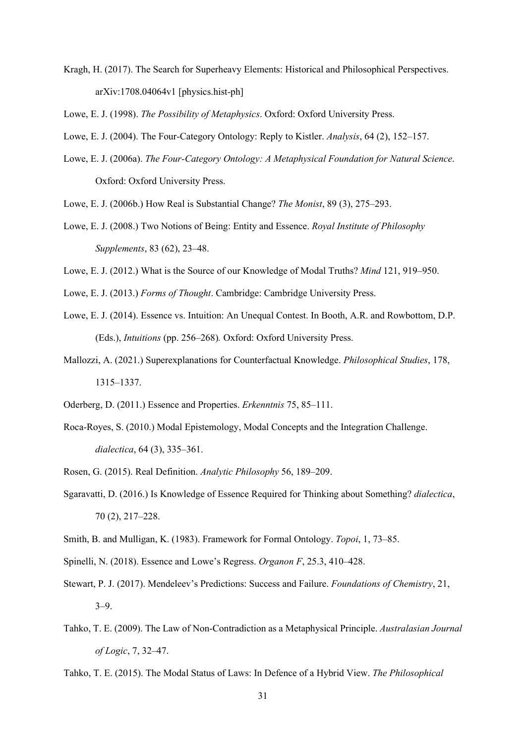Kragh, H. (2017). The Search for Superheavy Elements: Historical and Philosophical Perspectives. arXiv:1708.04064v1 [physics.hist-ph]

Lowe, E. J. (1998). *The Possibility of Metaphysics*. Oxford: Oxford University Press.

Lowe, E. J. (2004). The Four-Category Ontology: Reply to Kistler. *Analysis*, 64 (2), 152–157.

Lowe, E. J. (2006a). *The Four-Category Ontology: A Metaphysical Foundation for Natural Science*. Oxford: Oxford University Press.

Lowe, E. J. (2006b.) How Real is Substantial Change? *The Monist*, 89 (3), 275–293.

Lowe, E. J. (2008.) Two Notions of Being: Entity and Essence. *Royal Institute of Philosophy Supplements*, 83 (62), 23–48.

Lowe, E. J. (2012.) What is the Source of our Knowledge of Modal Truths? *Mind* 121, 919–950.

Lowe, E. J. (2013.) *Forms of Thought*. Cambridge: Cambridge University Press.

Lowe, E. J. (2014). Essence vs. Intuition: An Unequal Contest. In Booth, A.R. and Rowbottom, D.P. (Eds.), *Intuitions* (pp. 256–268). Oxford: Oxford University Press.

Mallozzi, A. (2021.) Superexplanations for Counterfactual Knowledge. *Philosophical Studies*, 178, 1315–1337.

Oderberg, D. (2011.) Essence and Properties. *Erkenntnis* 75, 85–111.

Roca-Royes, S. (2010.) Modal Epistemology, Modal Concepts and the Integration Challenge. *dialectica*, 64 (3), 335–361.

Rosen, G. (2015). Real Definition. *Analytic Philosophy* 56, 189–209.

Sgaravatti, D. (2016.) Is Knowledge of Essence Required for Thinking about Something? *dialectica*, 70 (2), 217–228.

Smith, B. and Mulligan, K. (1983). Framework for Formal Ontology. *Topoi*, 1, 73–85.

Spinelli, N. (2018). Essence and Lowe's Regress. *Organon F*, 25.3, 410–428.

Stewart, P. J. (2017). Mendeleev's Predictions: Success and Failure. *Foundations of Chemistry*, 21, 3–9.

Tahko, T. E. (2009). The Law of Non-Contradiction as a Metaphysical Principle. *Australasian Journal of Logic*, 7, 32–47.

Tahko, T. E. (2015). The Modal Status of Laws: In Defence of a Hybrid View. *The Philosophical*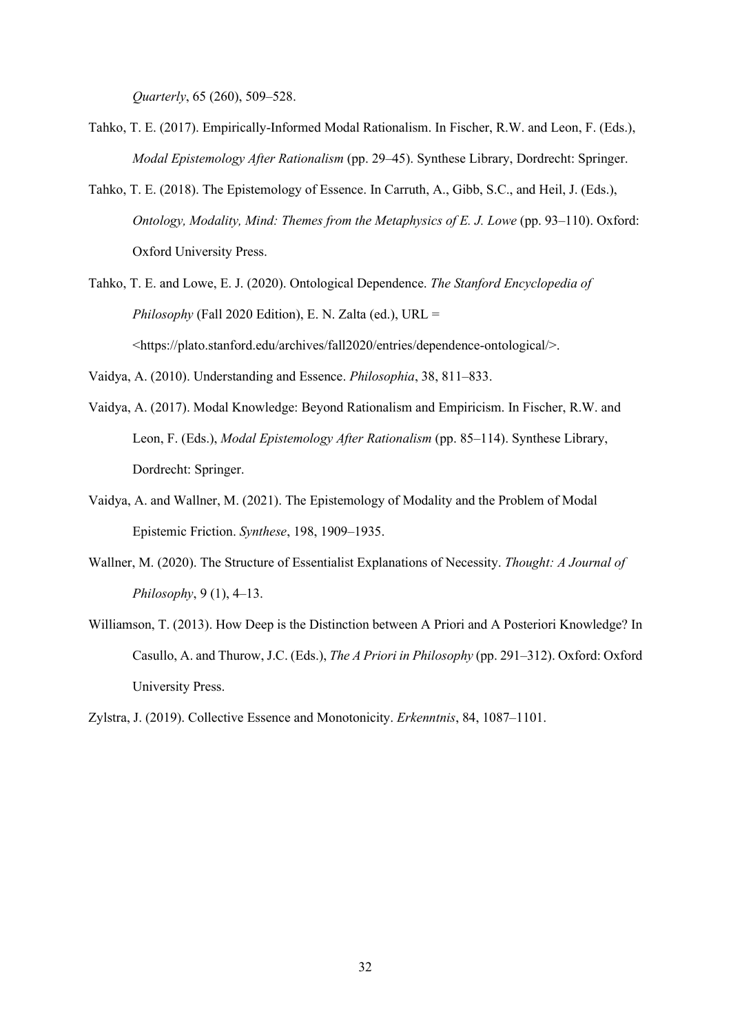*Quarterly*, 65 (260), 509–528.

Tahko, T. E. (2017). Empirically-Informed Modal Rationalism. In Fischer, R.W. and Leon, F. (Eds.), *Modal Epistemology After Rationalism* (pp. 29–45). Synthese Library, Dordrecht: Springer.

Tahko, T. E. (2018). The Epistemology of Essence. In Carruth, A., Gibb, S.C., and Heil, J. (Eds.), *Ontology, Modality, Mind: Themes from the Metaphysics of E. J. Lowe* (pp. 93–110). Oxford: Oxford University Press.

Tahko, T. E. and Lowe, E. J. (2020). Ontological Dependence. *The Stanford Encyclopedia of Philosophy* (Fall 2020 Edition), E. N. Zalta (ed.), URL = <https://plato.stanford.edu/archives/fall2020/entries/dependence-ontological/>.

Vaidya, A. (2010). Understanding and Essence. *Philosophia*, 38, 811–833.

Vaidya, A. (2017). Modal Knowledge: Beyond Rationalism and Empiricism. In Fischer, R.W. and Leon, F. (Eds.), *Modal Epistemology After Rationalism* (pp. 85–114). Synthese Library, Dordrecht: Springer.

Vaidya, A. and Wallner, M. (2021). The Epistemology of Modality and the Problem of Modal Epistemic Friction. *Synthese*, 198, 1909–1935.

Wallner, M. (2020). The Structure of Essentialist Explanations of Necessity. *Thought: A Journal of Philosophy*, 9 (1), 4–13.

Williamson, T. (2013). How Deep is the Distinction between A Priori and A Posteriori Knowledge? In Casullo, A. and Thurow, J.C. (Eds.), *The A Priori in Philosophy* (pp. 291–312). Oxford: Oxford University Press.

Zylstra, J. (2019). Collective Essence and Monotonicity. *Erkenntnis*, 84, 1087–1101.